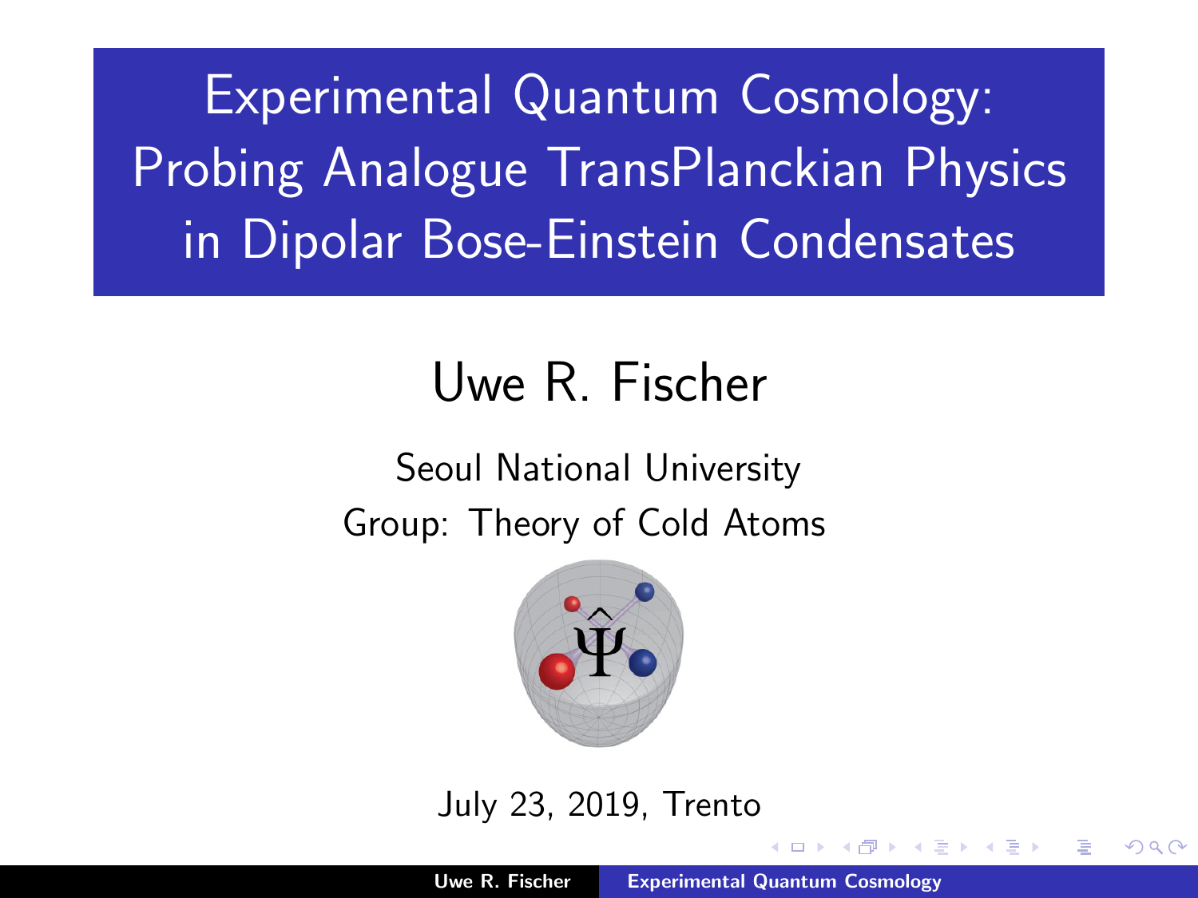# Experimental Quantum Cosmology: Probing Analogue TransPlanckian Physics in Dipolar Bose-Einstein Condensates

Uwe R. Fischer

Seoul National University

Group: Theory of Cold Atoms

July 23, 2019, Trento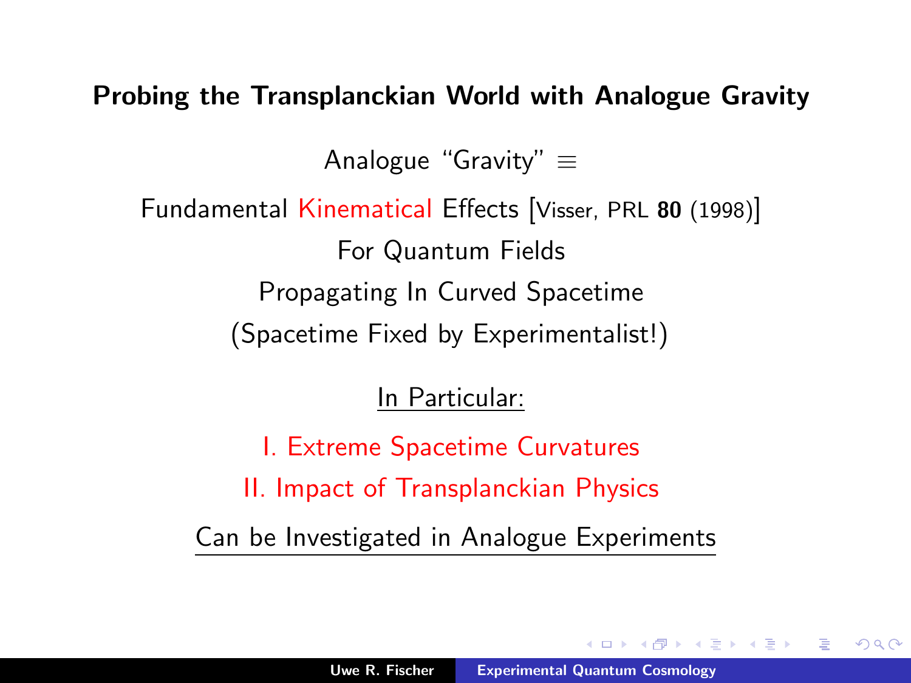## Probing the Transplanckian World with Analogue Gravity

Analogue "Gravity" $\equiv$

Fundamental Kinematical Effects [Visser, PRL **80** (1998)]

For Quantum Fields

Propagating In Curved Spacetime

(Spacetime Fixed by Experimentalist!)

In Particular:

I. Extreme Spacetime Curvatures

II. Impact of Transplanckian Physics

Can be Investigated in Analogue Experiments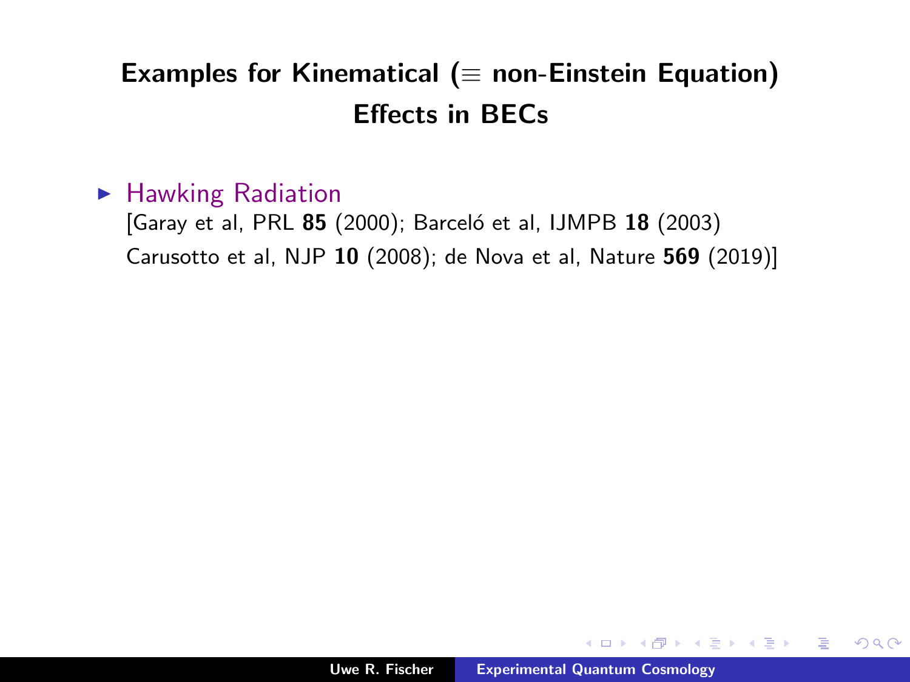## Examples for Kinematical ($\equiv$ non-Einstein Equation) Effects in BECs

- Hawking Radiation
  [Garay et al, PRL **85** (2000); Barceló et al, IJMPB **18** (2003)
  Carusotto et al, NJP **10** (2008); de Nova et al, Nature **569** (2019)]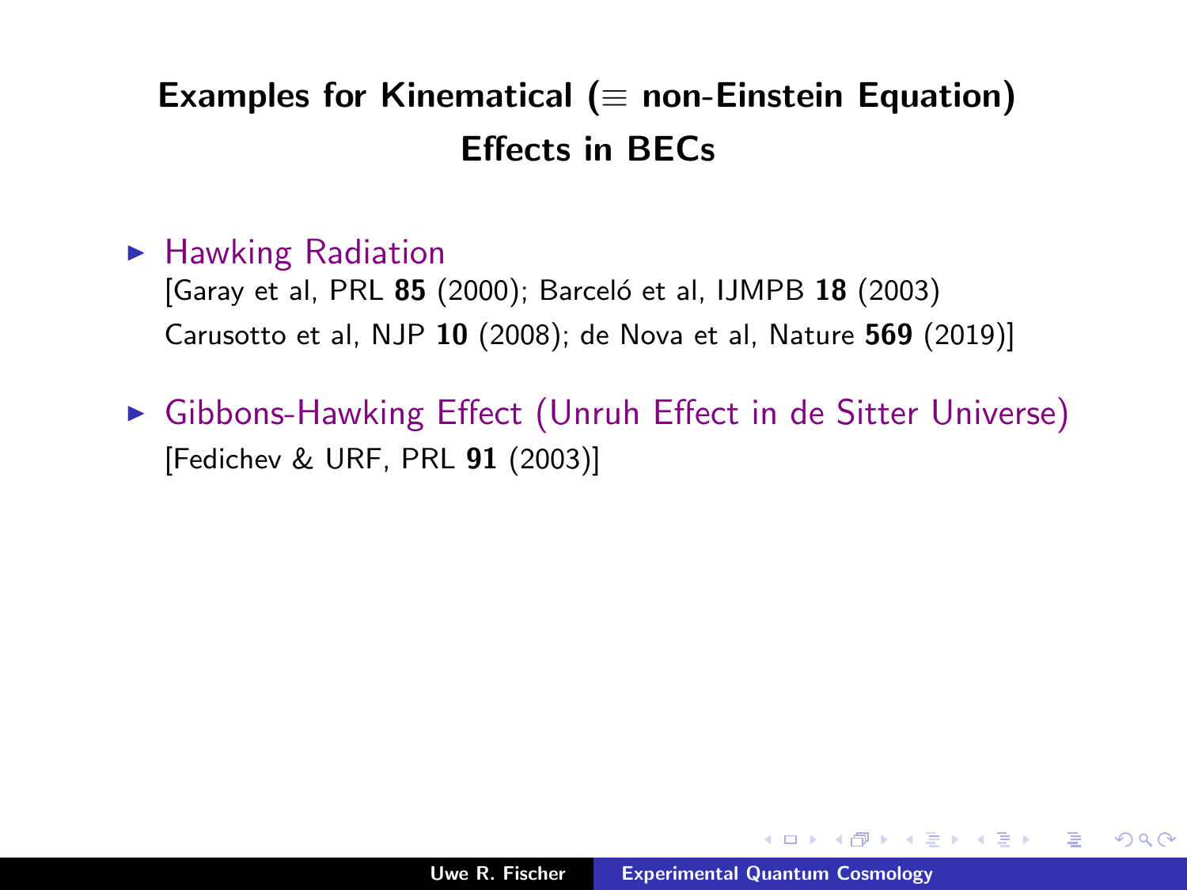## Examples for Kinematical ($\equiv$ non-Einstein Equation) Effects in BECs

- Hawking Radiation
  [Garay et al, PRL **85** (2000); Barceló et al, IJMPB **18** (2003)
  Carusotto et al, NJP **10** (2008); de Nova et al, Nature **569** (2019)]

- Gibbons-Hawking Effect (Unruh Effect in de Sitter Universe)
  [Fedichev & URF, PRL **91** (2003)]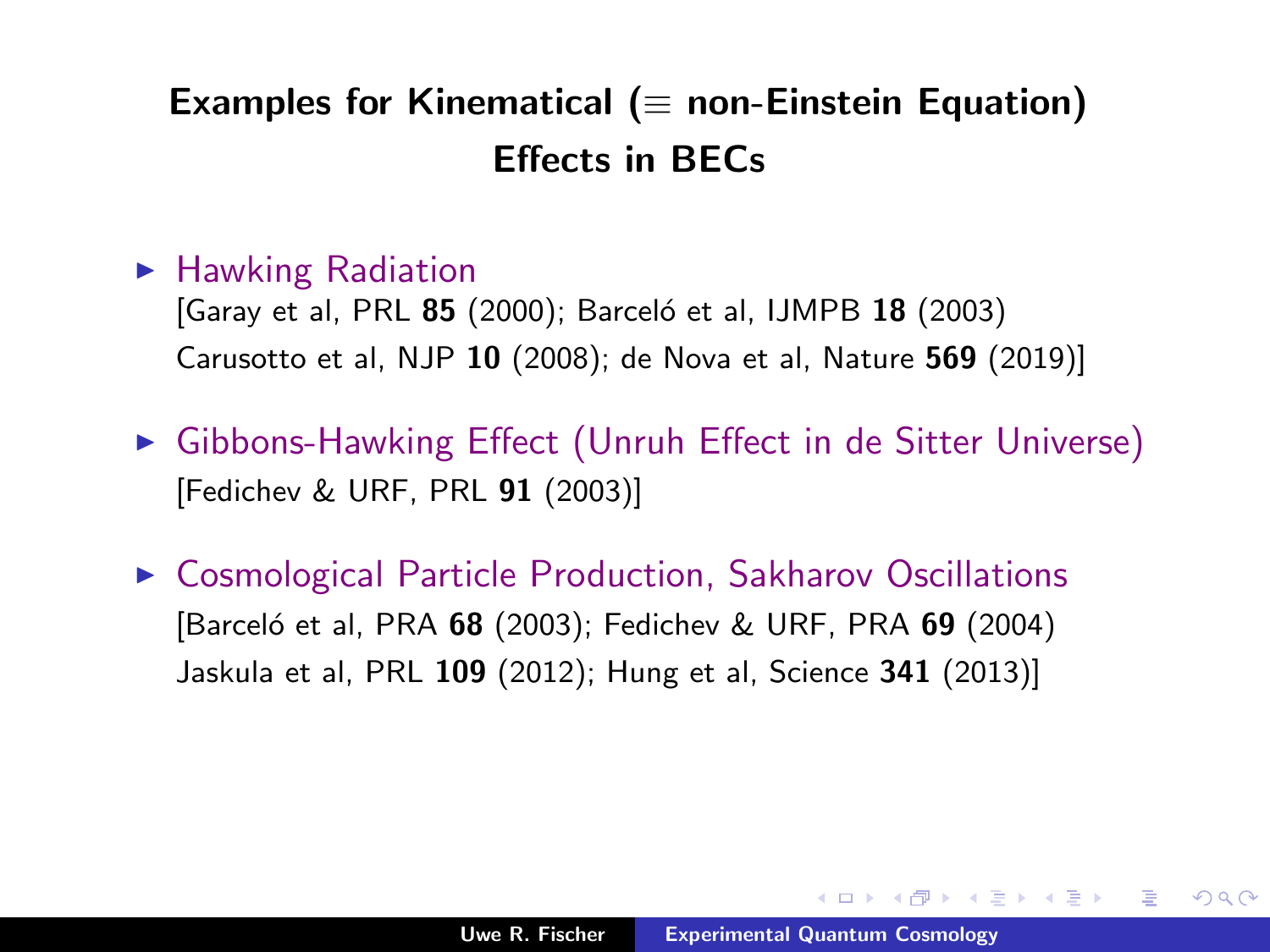## Examples for Kinematical ($\equiv$ non-Einstein Equation) Effects in BECs

- Hawking Radiation
  [Garay et al, PRL **85** (2000); Barceló et al, IJMPB **18** (2003) Carusotto et al, NJP **10** (2008); de Nova et al, Nature **569** (2019)]
- Gibbons-Hawking Effect (Unruh Effect in de Sitter Universe)
  [Fedichev & URF, PRL **91** (2003)]
- Cosmological Particle Production, Sakharov Oscillations
  [Barceló et al, PRA **68** (2003); Fedichev & URF, PRA **69** (2004) Jaskula et al, PRL **109** (2012); Hung et al, Science **341** (2013)]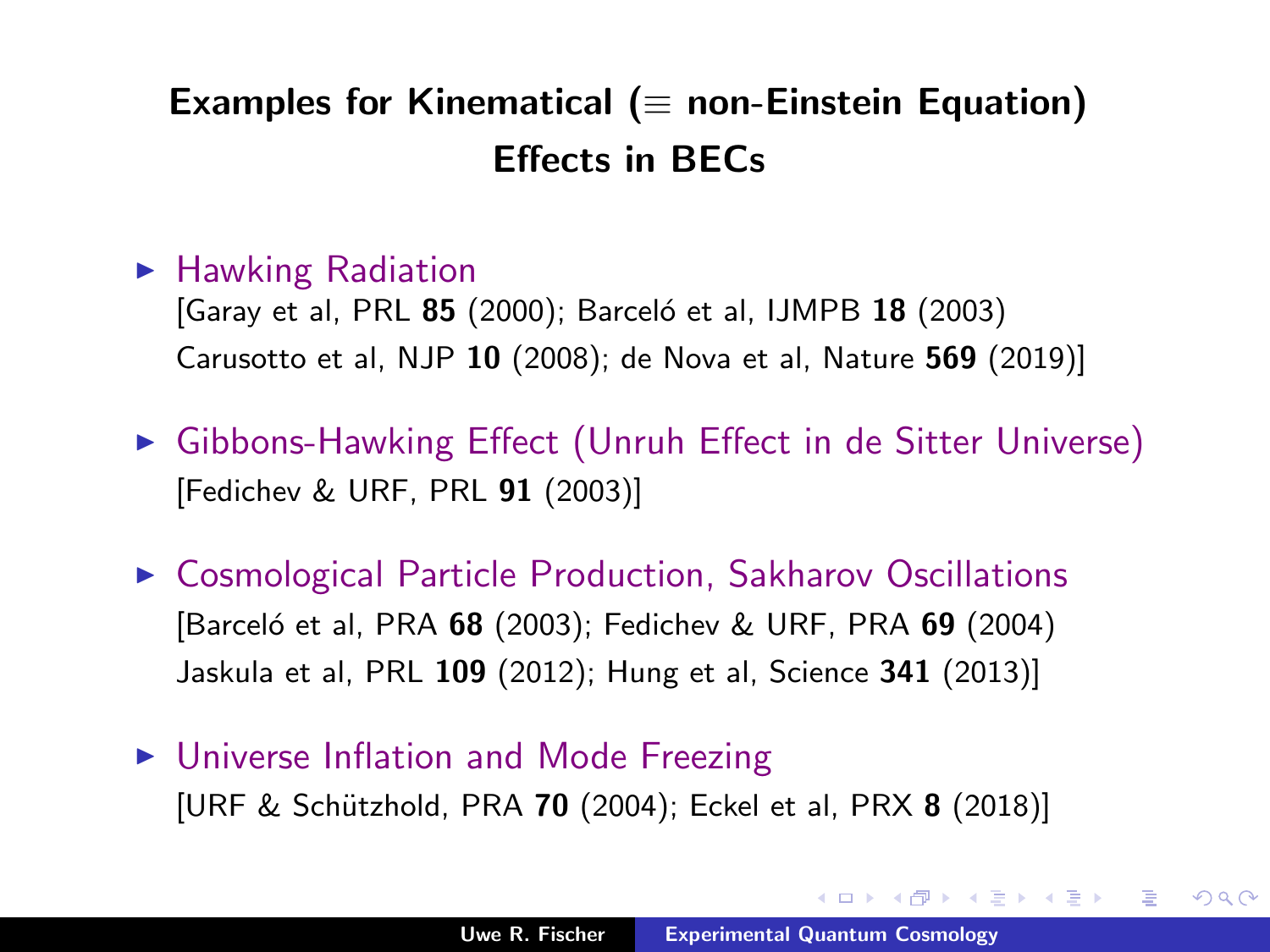## Examples for Kinematical ($\equiv$ non-Einstein Equation) Effects in BECs

- Hawking Radiation
  [Garay et al, PRL **85** (2000); Barceló et al, IJMPB **18** (2003)
  Carusotto et al, NJP **10** (2008); de Nova et al, Nature **569** (2019)]

- Gibbons-Hawking Effect (Unruh Effect in de Sitter Universe)
  [Fedichev & URF, PRL **91** (2003)]

- Cosmological Particle Production, Sakharov Oscillations
  [Barceló et al, PRA **68** (2003); Fedichev & URF, PRA **69** (2004)
  Jaskula et al, PRL **109** (2012); Hung et al, Science **341** (2013)]

- Universe Inflation and Mode Freezing
  [URF & Schützhold, PRA **70** (2004); Eckel et al, PRX **8** (2018)]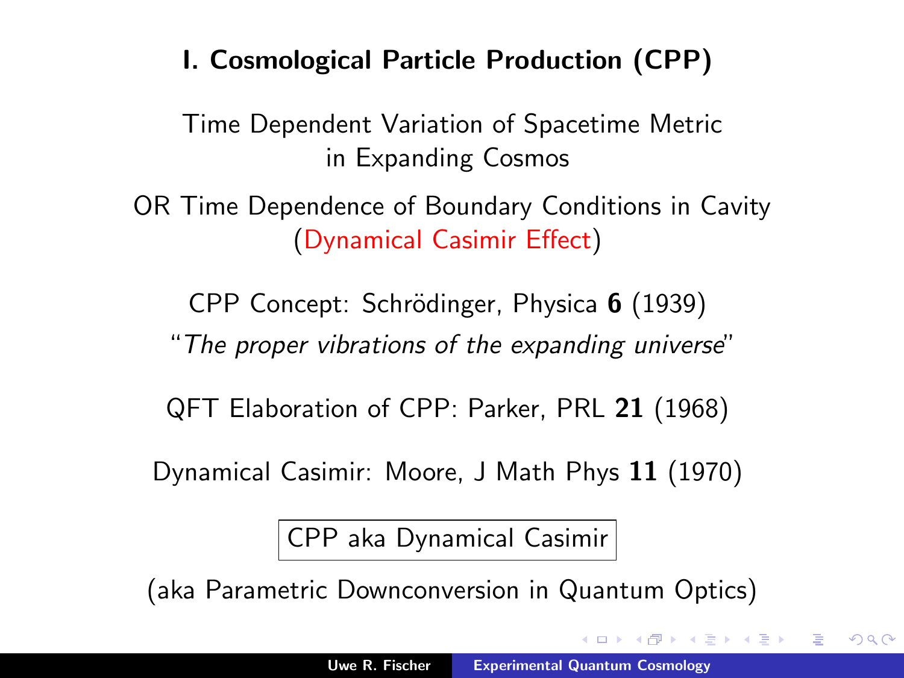## I. Cosmological Particle Production (CPP)

Time Dependent Variation of Spacetime Metric
in Expanding Cosmos

OR Time Dependence of Boundary Conditions in Cavity
(Dynamical Casimir Effect)

CPP Concept: Schrödinger, Physica **6** (1939)
"*The proper vibrations of the expanding universe*"

QFT Elaboration of CPP: Parker, PRL **21** (1968)

Dynamical Casimir: Moore, J Math Phys **11** (1970)

| CPP aka Dynamical Casimir |
|---|

(aka Parametric Downconversion in Quantum Optics)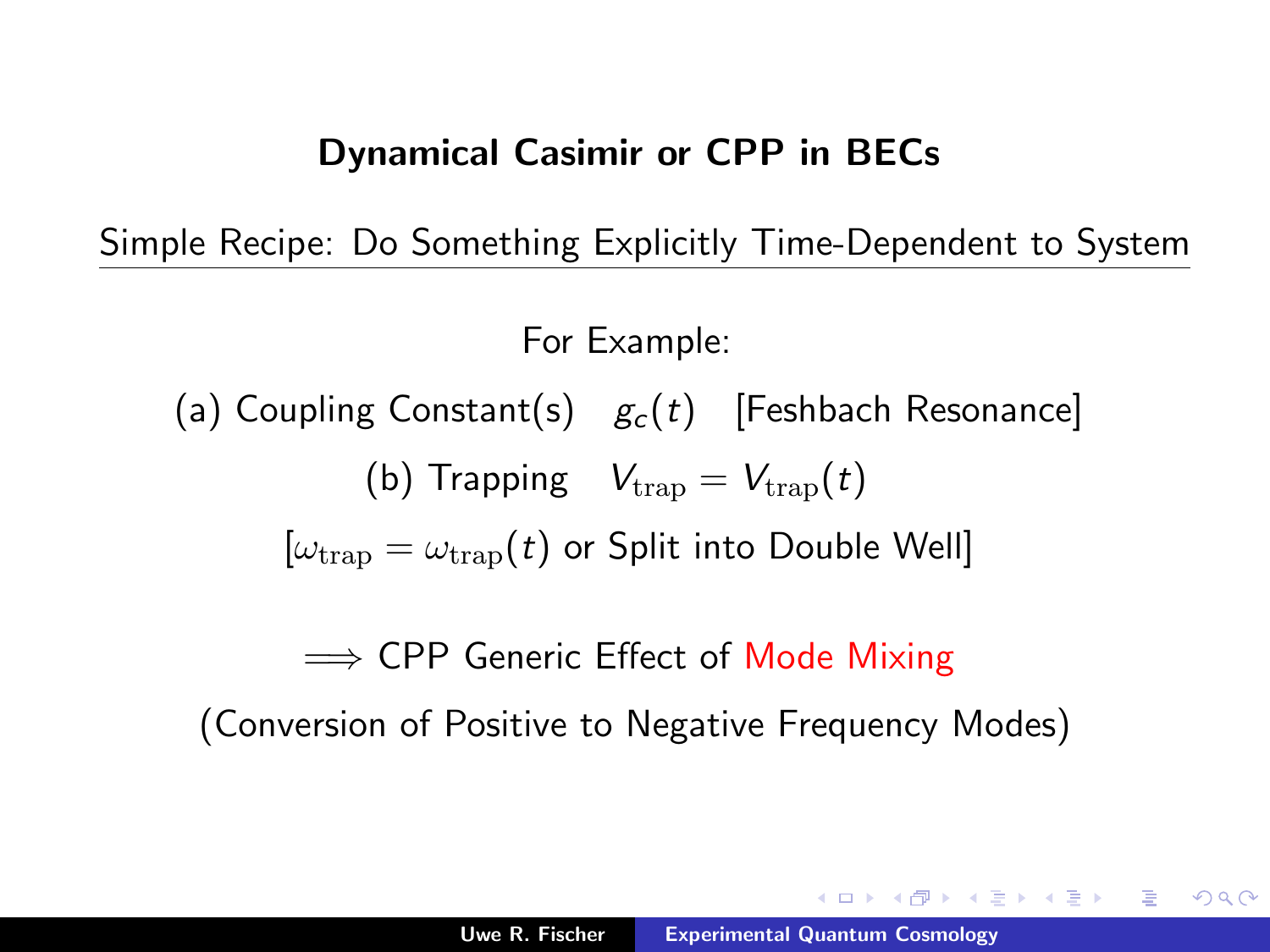## Dynamical Casimir or CPP in BECs

Simple Recipe: Do Something Explicitly Time-Dependent to System

For Example:

(a) Coupling Constant(s) $g_c(t)$ [Feshbach Resonance]

(b) Trapping $V_{\rm trap} = V_{\rm trap}(t)$

[$\omega_{\rm trap} = \omega_{\rm trap}(t)$ or Split into Double Well]

$\Longrightarrow$ CPP Generic Effect of Mode Mixing

(Conversion of Positive to Negative Frequency Modes)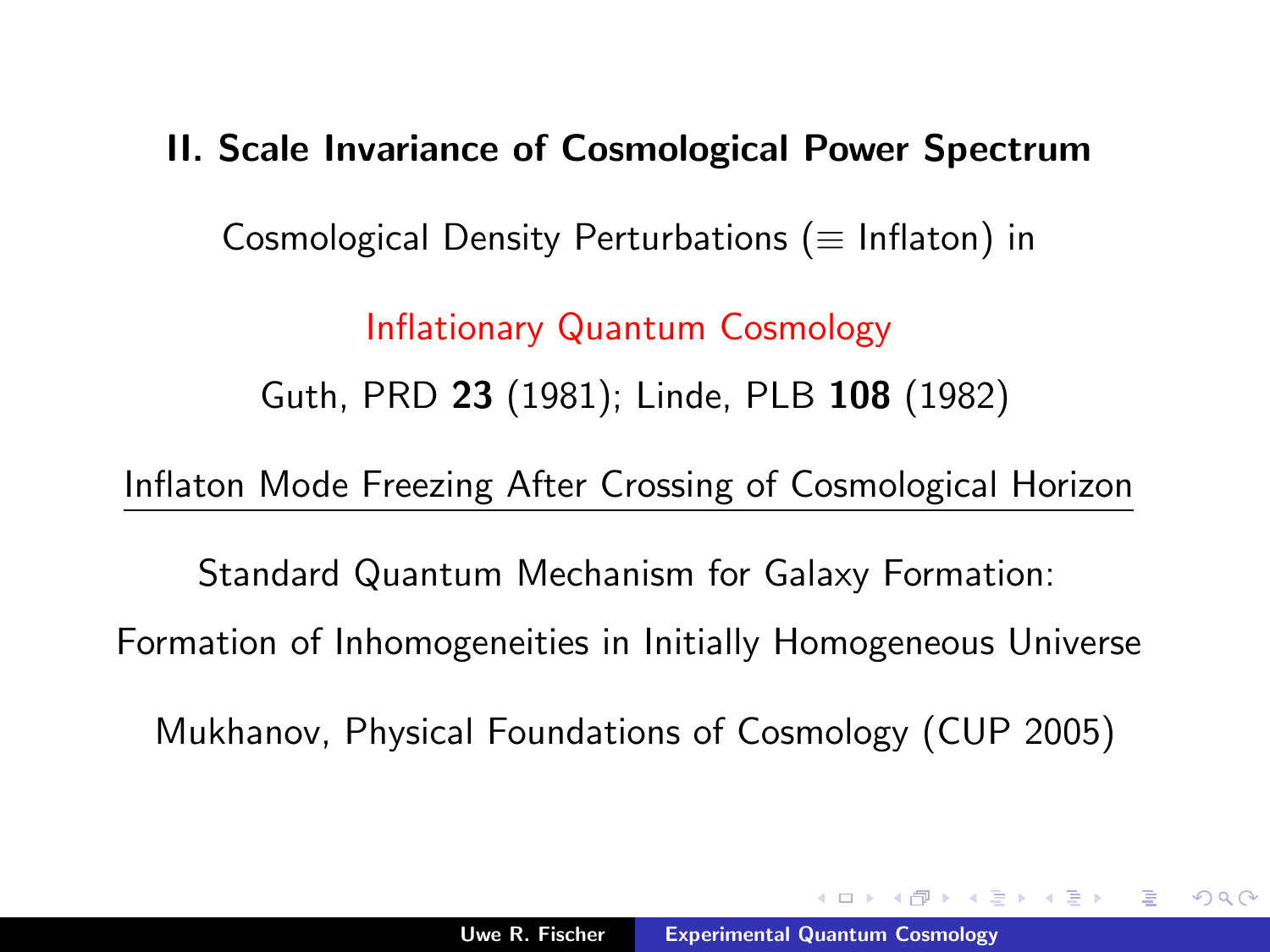## II. Scale Invariance of Cosmological Power Spectrum

Cosmological Density Perturbations ($\equiv$ Inflaton) in

Inflationary Quantum Cosmology

Guth, PRD **23** (1981); Linde, PLB **108** (1982)

Inflaton Mode Freezing After Crossing of Cosmological Horizon

Standard Quantum Mechanism for Galaxy Formation:

Formation of Inhomogeneities in Initially Homogeneous Universe

Mukhanov, Physical Foundations of Cosmology (CUP 2005)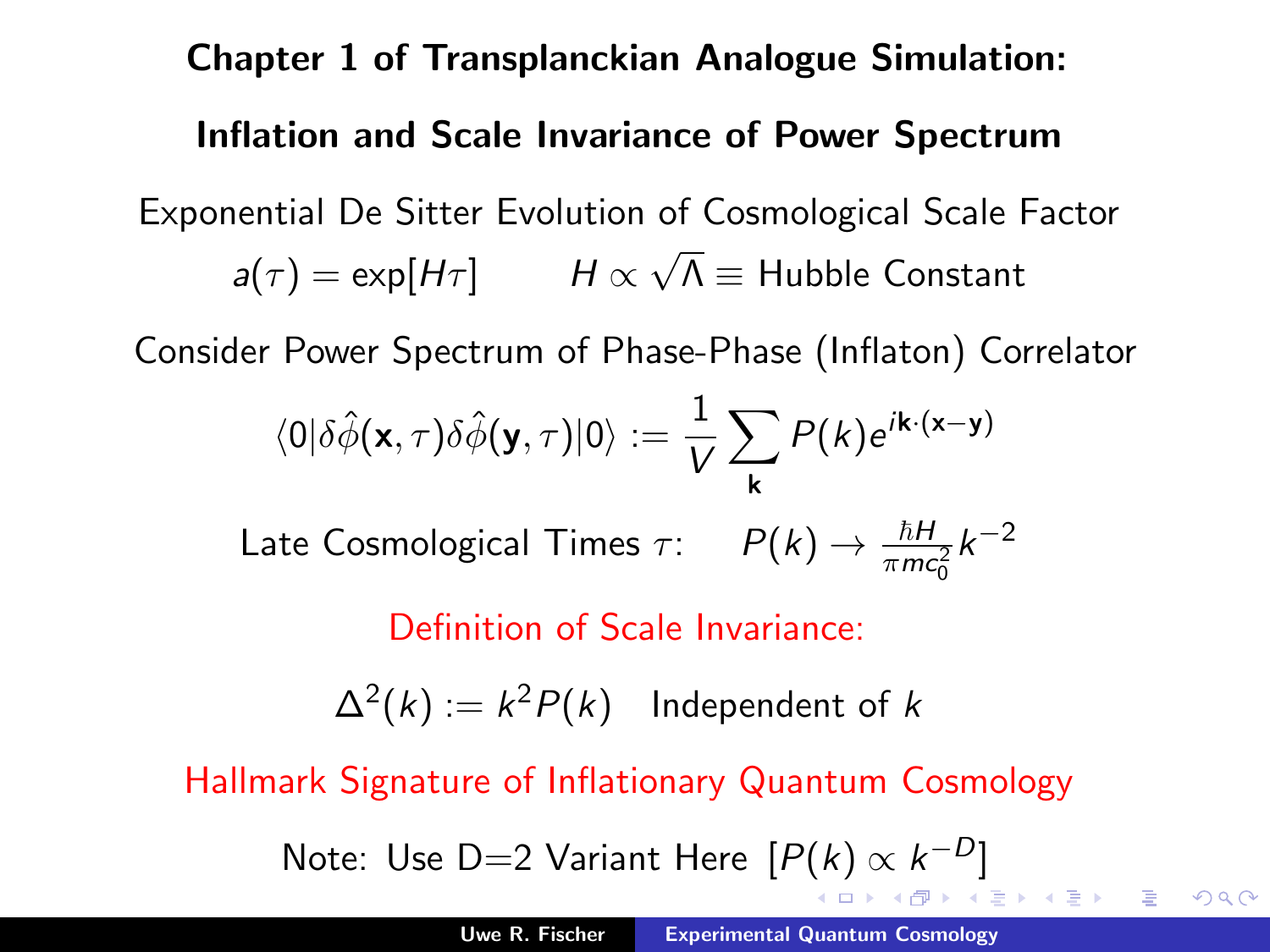## Chapter 1 of Transplanckian Analogue Simulation:

## Inflation and Scale Invariance of Power Spectrum

Exponential De Sitter Evolution of Cosmological Scale Factor

$$a(\tau) = \exp[H\tau] \qquad H \propto \sqrt{\Lambda} \equiv \text{Hubble Constant}$$

Consider Power Spectrum of Phase-Phase (Inflaton) Correlator

$$\langle 0|\delta\hat{\phi}(\mathbf{x},\tau)\delta\hat{\phi}(\mathbf{y},\tau)|0\rangle := \frac{1}{V}\sum_{\mathbf{k}} P(k) e^{i\mathbf{k}\cdot(\mathbf{x}-\mathbf{y})}$$

Late Cosmological Times $\tau$: $\quad P(k) \to \frac{\hbar H}{\pi m c_0^2} k^{-2}$

Definition of Scale Invariance:

$$\Delta^2(k) := k^2 P(k) \quad \text{Independent of } k$$

Hallmark Signature of Inflationary Quantum Cosmology

Note: Use D=2 Variant Here $[P(k) \propto k^{-D}]$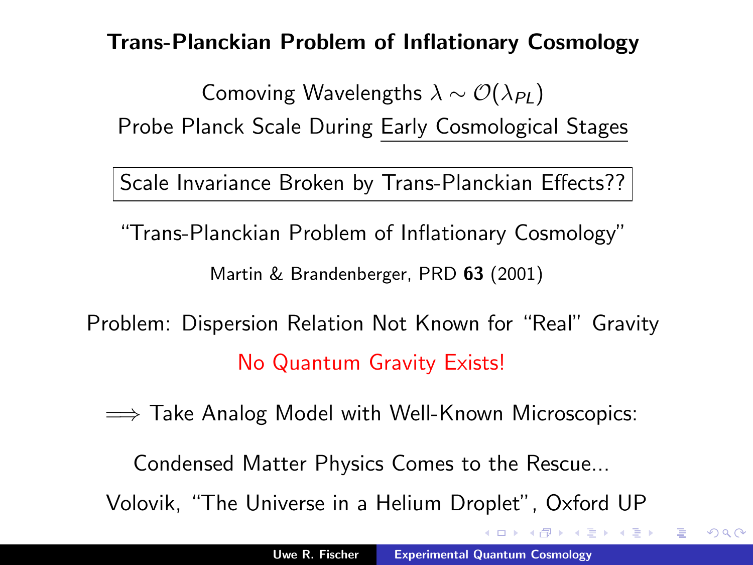## Trans-Planckian Problem of Inflationary Cosmology

Comoving Wavelengths $\lambda \sim \mathcal{O}(\lambda_{PL})$

Probe Planck Scale During Early Cosmological Stages

Scale Invariance Broken by Trans-Planckian Effects??

"Trans-Planckian Problem of Inflationary Cosmology"

Martin & Brandenberger, PRD **63** (2001)

Problem: Dispersion Relation Not Known for "Real" Gravity

No Quantum Gravity Exists!

$\Longrightarrow$ Take Analog Model with Well-Known Microscopics:

Condensed Matter Physics Comes to the Rescue...

Volovik, "The Universe in a Helium Droplet", Oxford UP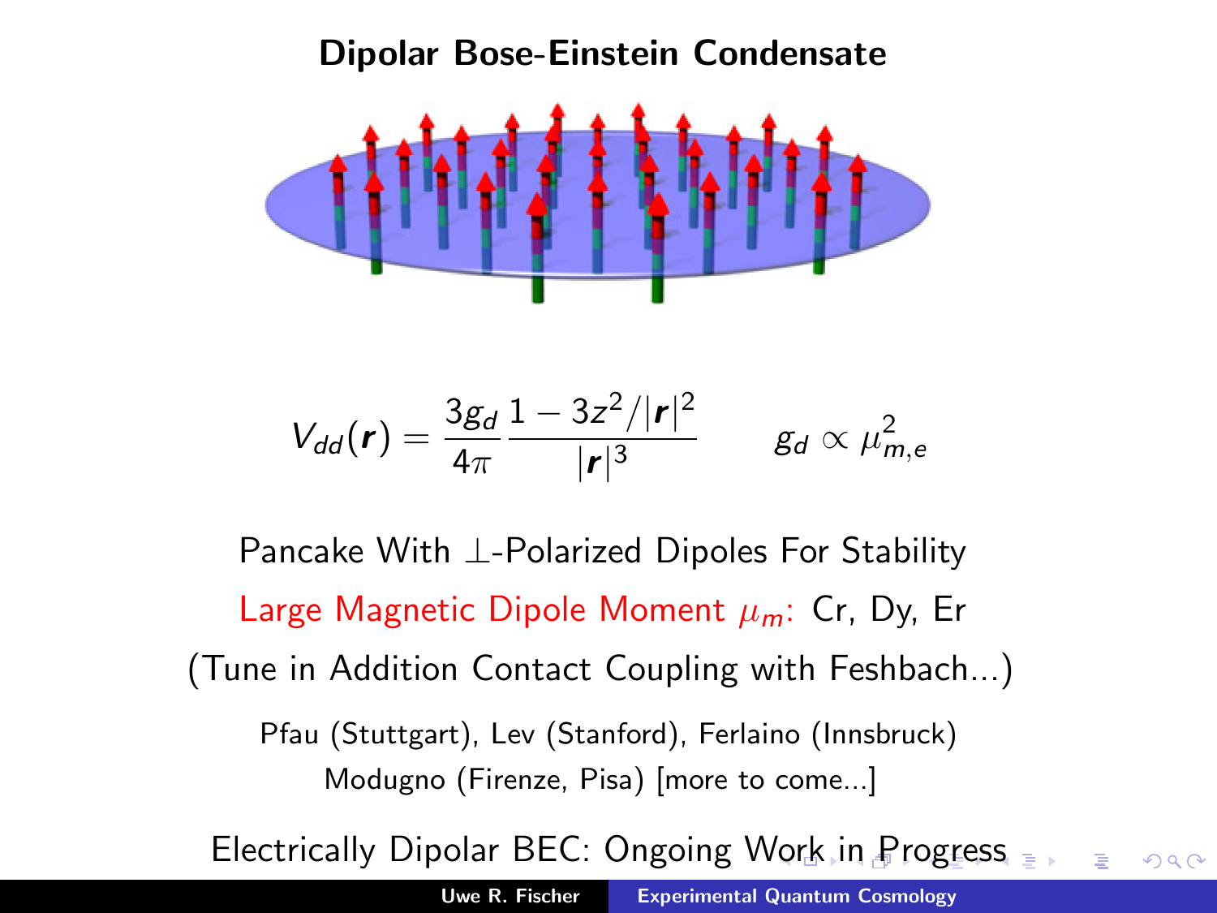# Dipolar Bose-Einstein Condensate

$$V_{dd}(\boldsymbol{r}) = \frac{3g_d}{4\pi}\frac{1 - 3z^2/|\boldsymbol{r}|^2}{|\boldsymbol{r}|^3} \qquad g_d \propto \mu_{m,e}^2$$

Pancake With $\perp$-Polarized Dipoles For Stability

Large Magnetic Dipole Moment $\mu_m$: Cr, Dy, Er

(Tune in Addition Contact Coupling with Feshbach...)

Pfau (Stuttgart), Lev (Stanford), Ferlaino (Innsbruck)
Modugno (Firenze, Pisa) [more to come...]

Electrically Dipolar BEC: Ongoing Work in Progress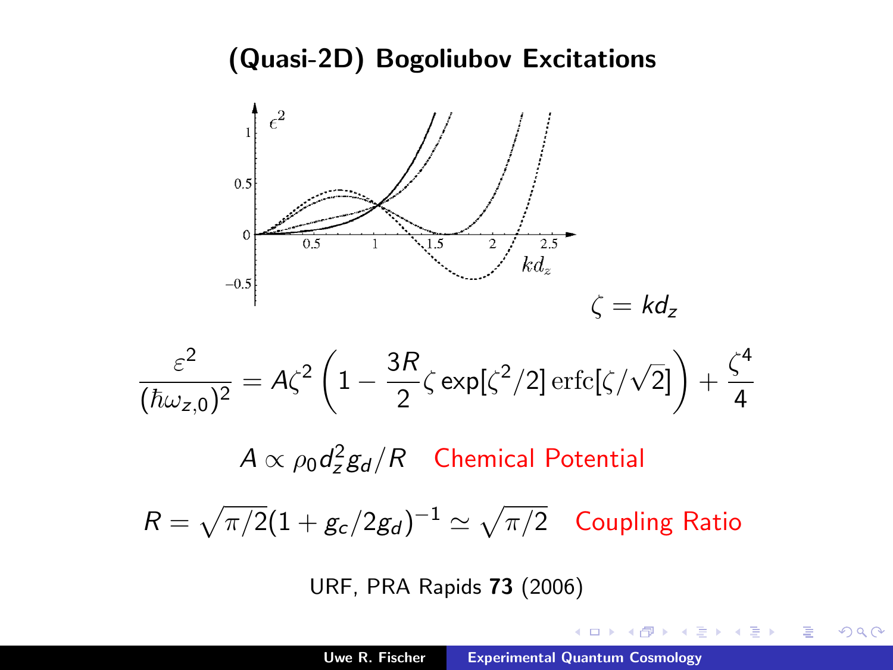# (Quasi-2D) Bogoliubov Excitations

$\zeta = kd_z$

$$\frac{\varepsilon^2}{(\hbar\omega_{z,0})^2} = A\zeta^2\left(1 - \frac{3R}{2}\zeta \exp[\zeta^2/2]\,\mathrm{erfc}[\zeta/\sqrt{2}]\right) + \frac{\zeta^4}{4}$$

$A \propto \rho_0 d_z^2 g_d / R$ Chemical Potential

$R = \sqrt{\pi/2}(1 + g_c/2g_d)^{-1} \simeq \sqrt{\pi/2}$ Coupling Ratio

URF, PRA Rapids **73** (2006)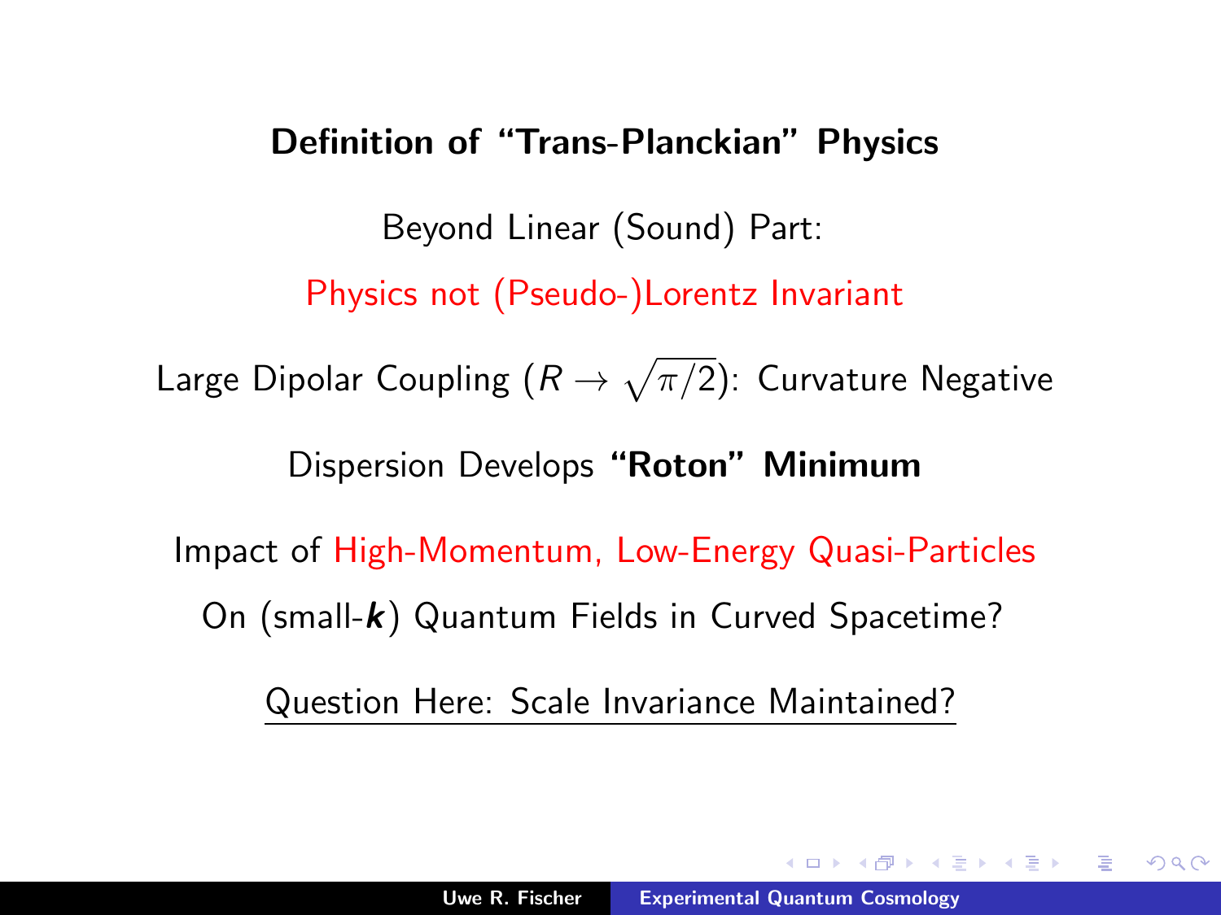## Definition of “Trans-Planckian” Physics

Beyond Linear (Sound) Part:

Physics not (Pseudo-)Lorentz Invariant

Large Dipolar Coupling ($R \to \sqrt{\pi/2}$): Curvature Negative

Dispersion Develops **“Roton” Minimum**

Impact of High-Momentum, Low-Energy Quasi-Particles

On (small-$\boldsymbol{k}$) Quantum Fields in Curved Spacetime?

Question Here: Scale Invariance Maintained?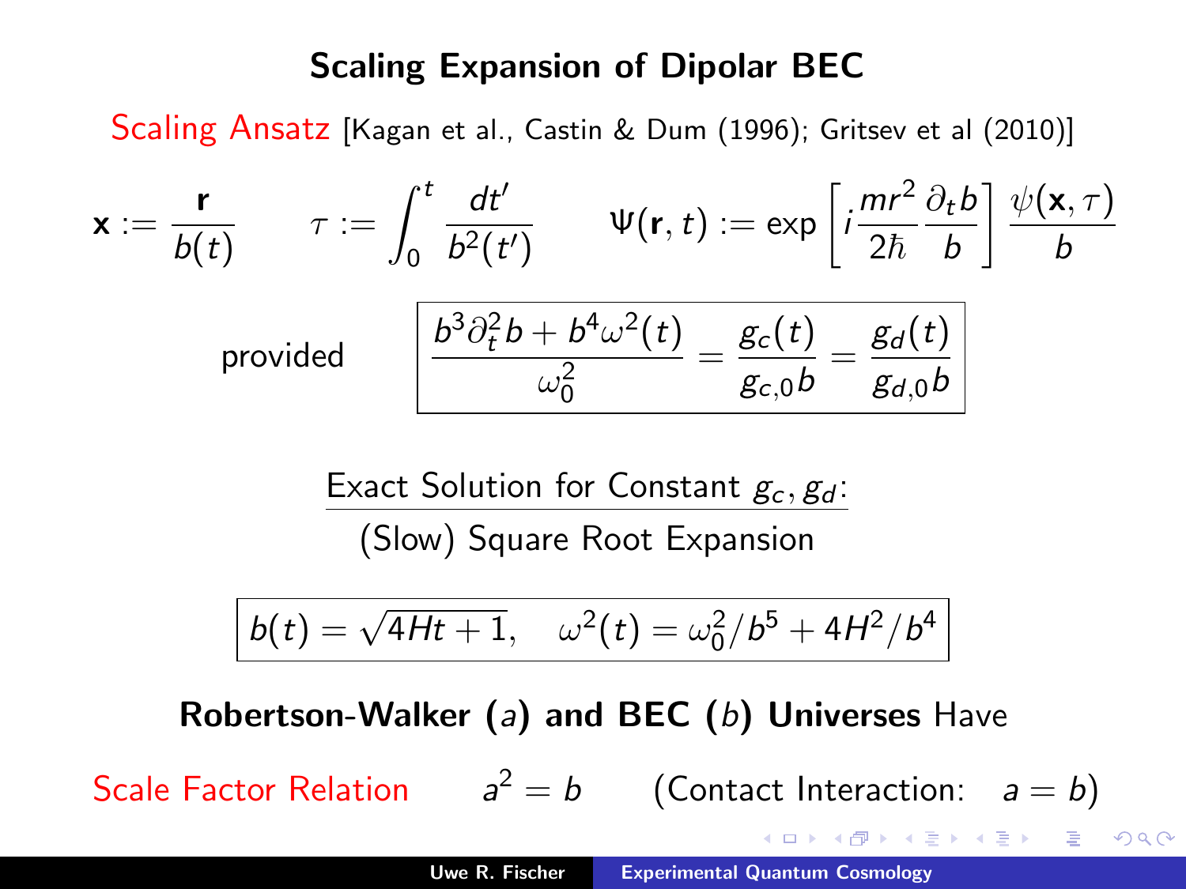# Scaling Expansion of Dipolar BEC

Scaling Ansatz [Kagan et al., Castin & Dum (1996); Gritsev et al (2010)]

$$\mathbf{x} := \frac{\mathbf{r}}{b(t)} \qquad \tau := \int_0^t \frac{dt'}{b^2(t')} \qquad \Psi(\mathbf{r}, t) := \exp\left[ i \frac{mr^2}{2\hbar} \frac{\partial_t b}{b} \right] \frac{\psi(\mathbf{x}, \tau)}{b}$$

provided

$$\boxed{\frac{b^3 \partial_t^2 b + b^4 \omega^2(t)}{\omega_0^2} = \frac{g_c(t)}{g_{c,0} b} = \frac{g_d(t)}{g_{d,0} b}}$$

<u>Exact Solution for Constant $g_c, g_d$:</u>

(Slow) Square Root Expansion

$$\boxed{b(t) = \sqrt{4Ht + 1}, \quad \omega^2(t) = \omega_0^2 / b^5 + 4H^2 / b^4}$$

**Robertson-Walker ($a$) and BEC ($b$) Universes** Have

Scale Factor Relation $\quad a^2 = b \quad$ (Contact Interaction: $\quad a = b$)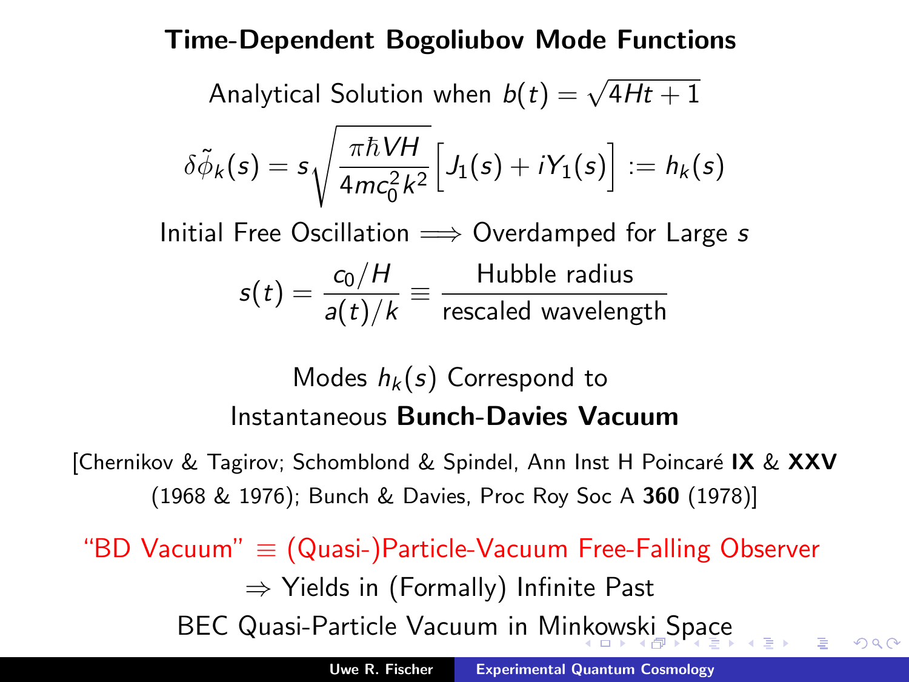## Time-Dependent Bogoliubov Mode Functions

Analytical Solution when $b(t) = \sqrt{4Ht+1}$

$$\delta\tilde{\phi}_k(s) = s\sqrt{\frac{\pi\hbar VH}{4mc_0^2k^2}}\Big[J_1(s) + iY_1(s)\Big] := h_k(s)$$

Initial Free Oscillation $\Longrightarrow$ Overdamped for Large $s$

$$s(t) = \frac{c_0/H}{a(t)/k} \equiv \frac{\text{Hubble radius}}{\text{rescaled wavelength}}$$

Modes $h_k(s)$ Correspond to

Instantaneous **Bunch-Davies Vacuum**

[Chernikov & Tagirov; Schomblond & Spindel, Ann Inst H Poincaré **IX** & **XXV** (1968 & 1976); Bunch & Davies, Proc Roy Soc A **360** (1978)]

"BD Vacuum" $\equiv$ (Quasi-)Particle-Vacuum Free-Falling Observer

$\Rightarrow$ Yields in (Formally) Infinite Past

BEC Quasi-Particle Vacuum in Minkowski Space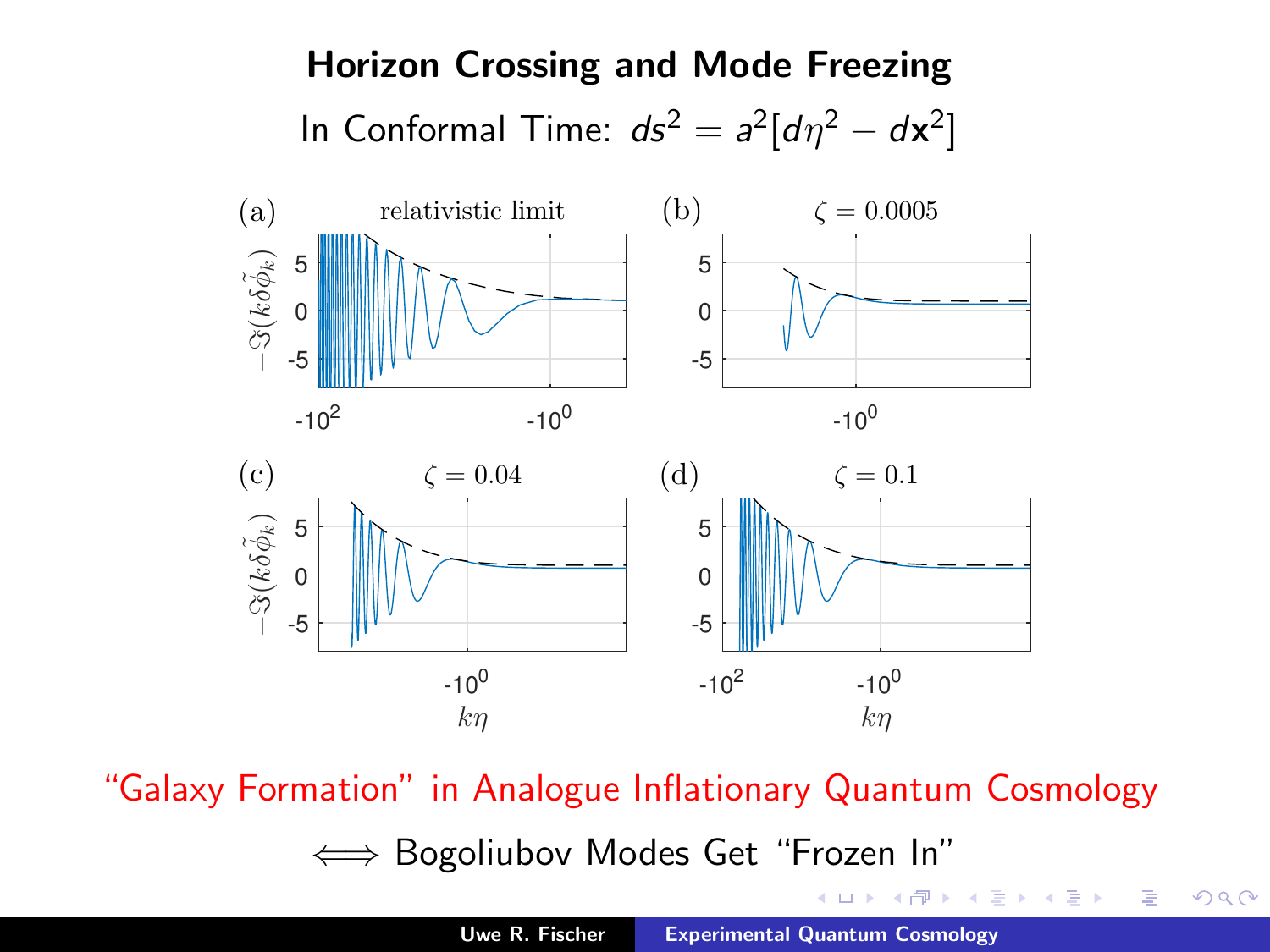# Horizon Crossing and Mode Freezing

In Conformal Time: $ds^2 = a^2[d\eta^2 - d\mathbf{x}^2]$

(a) relativistic limit

(b) $\zeta = 0.0005$

(c) $\zeta = 0.04$

(d) $\zeta = 0.1$

“Galaxy Formation” in Analogue Inflationary Quantum Cosmology

$\Longleftrightarrow$ Bogoliubov Modes Get “Frozen In”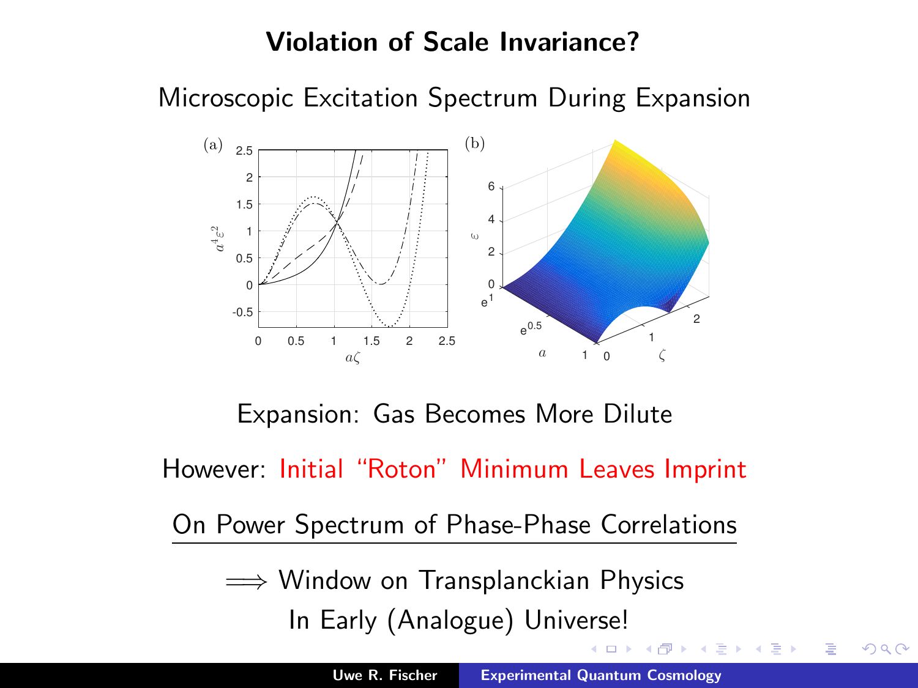# Violation of Scale Invariance?

Microscopic Excitation Spectrum During Expansion

Expansion: Gas Becomes More Dilute

However: Initial "Roton" Minimum Leaves Imprint

On Power Spectrum of Phase-Phase Correlations

$\Longrightarrow$ Window on Transplanckian Physics

In Early (Analogue) Universe!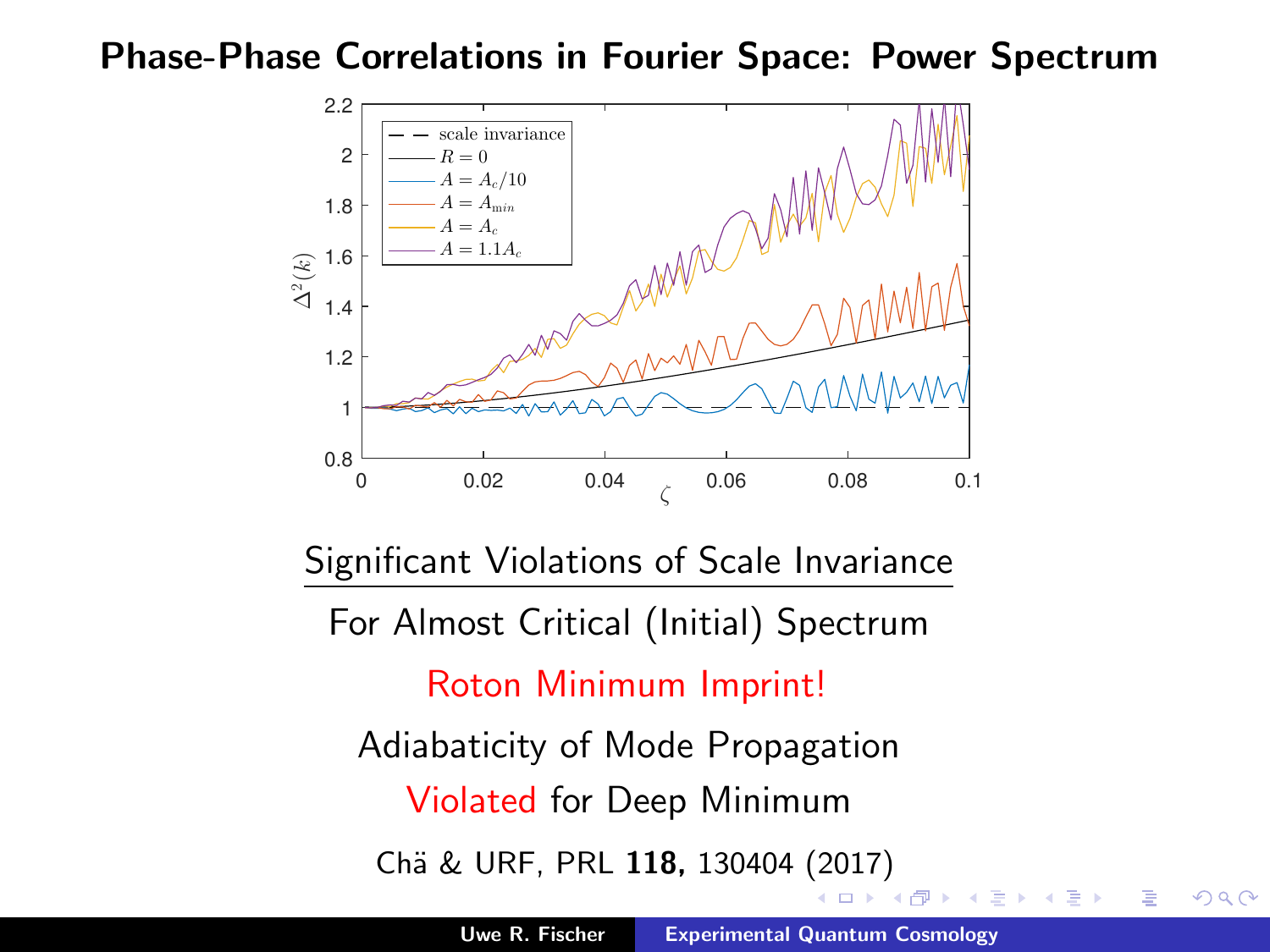# Phase-Phase Correlations in Fourier Space: Power Spectrum

Significant Violations of Scale Invariance

For Almost Critical (Initial) Spectrum

Roton Minimum Imprint!

Adiabaticity of Mode Propagation

Violated for Deep Minimum

Chä & URF, PRL **118,** 130404 (2017)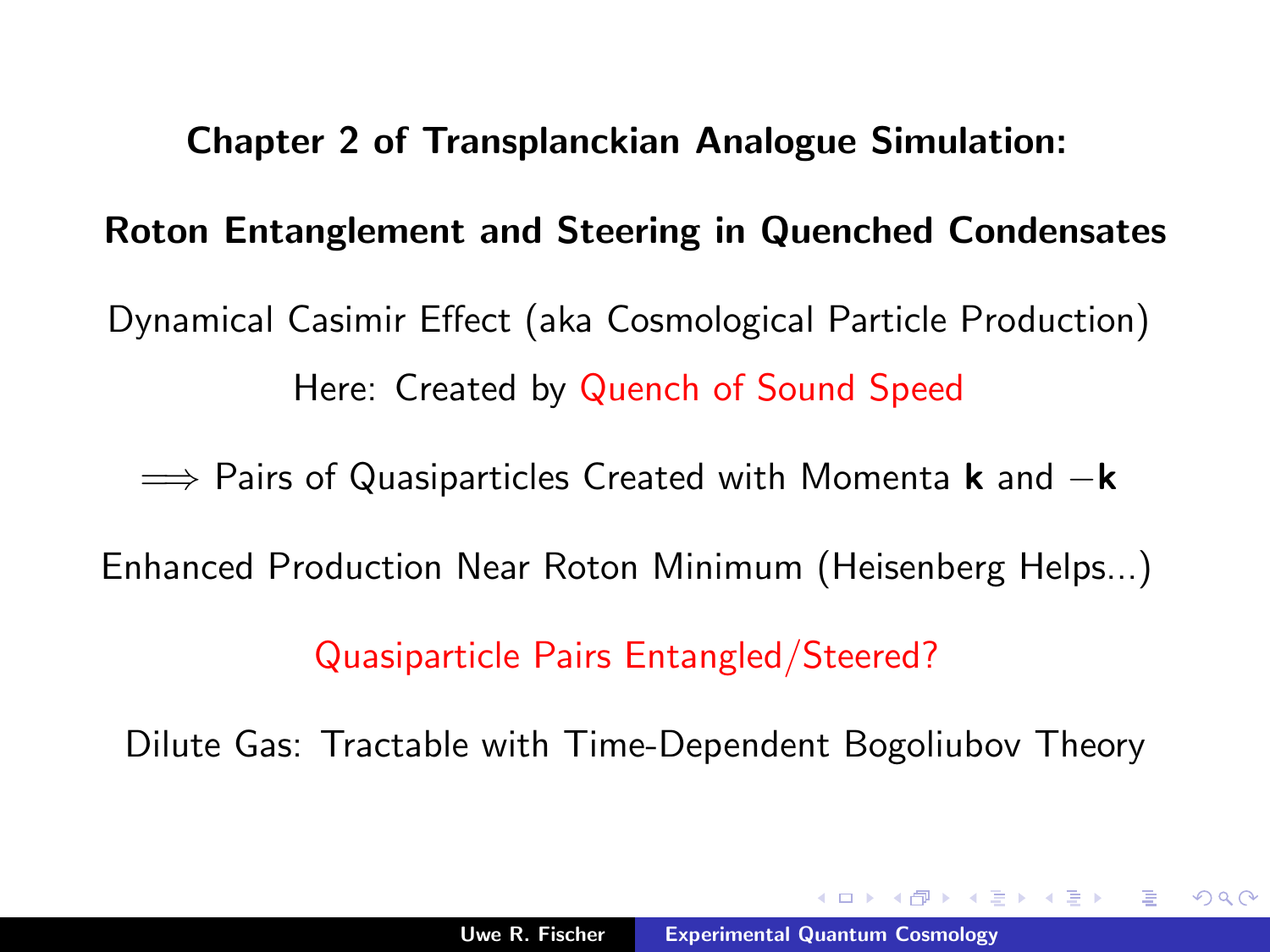**Chapter 2 of Transplanckian Analogue Simulation:**

**Roton Entanglement and Steering in Quenched Condensates**

Dynamical Casimir Effect (aka Cosmological Particle Production)

Here: Created by Quench of Sound Speed

$\Longrightarrow$ Pairs of Quasiparticles Created with Momenta $\mathbf{k}$ and $-\mathbf{k}$

Enhanced Production Near Roton Minimum (Heisenberg Helps...)

Quasiparticle Pairs Entangled/Steered?

Dilute Gas: Tractable with Time-Dependent Bogoliubov Theory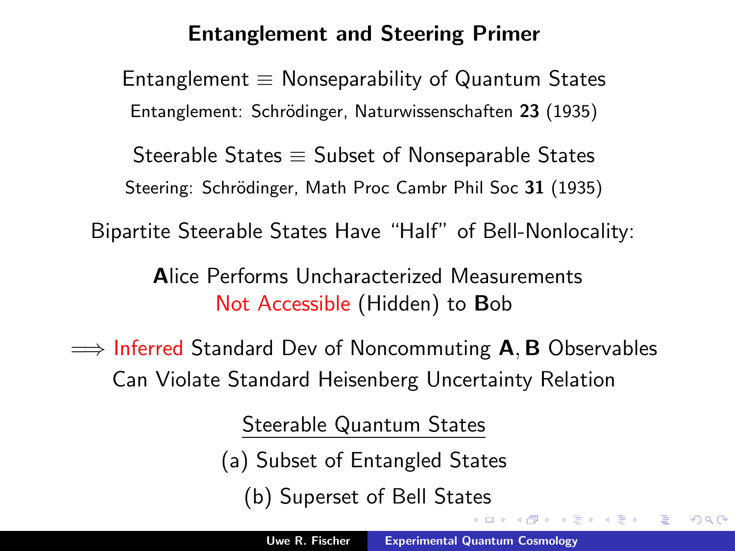# Entanglement and Steering Primer

Entanglement $\equiv$ Nonseparability of Quantum States

Entanglement: Schrödinger, Naturwissenschaften **23** (1935)

Steerable States $\equiv$ Subset of Nonseparable States

Steering: Schrödinger, Math Proc Cambr Phil Soc **31** (1935)

Bipartite Steerable States Have "Half" of Bell-Nonlocality:

**A**lice Performs Uncharacterized Measurements Not Accessible (Hidden) to **B**ob

$\Longrightarrow$ Inferred Standard Dev of Noncommuting $\mathbf{A}, \mathbf{B}$ Observables Can Violate Standard Heisenberg Uncertainty Relation

Steerable Quantum States

(a) Subset of Entangled States

(b) Superset of Bell States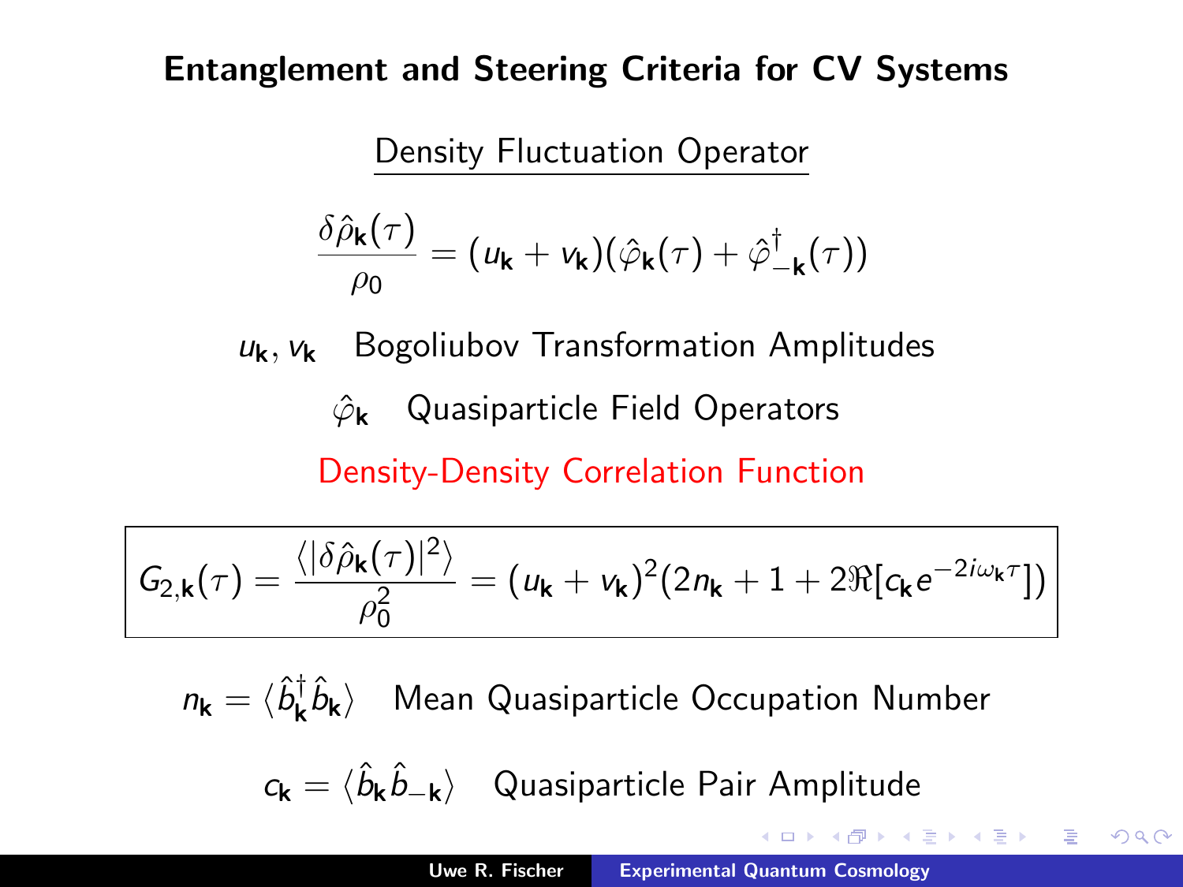# Entanglement and Steering Criteria for CV Systems

Density Fluctuation Operator

$$\frac{\delta\hat{\rho}_{\mathbf{k}}(\tau)}{\rho_0} = (u_{\mathbf{k}} + v_{\mathbf{k}})(\hat{\varphi}_{\mathbf{k}}(\tau) + \hat{\varphi}^{\dagger}_{-\mathbf{k}}(\tau))$$

$u_{\mathbf{k}}, v_{\mathbf{k}}$ Bogoliubov Transformation Amplitudes

$\hat{\varphi}_{\mathbf{k}}$ Quasiparticle Field Operators

Density-Density Correlation Function

$$G_{2,\mathbf{k}}(\tau) = \frac{\langle|\delta\hat{\rho}_{\mathbf{k}}(\tau)|^2\rangle}{\rho_0^2} = (u_{\mathbf{k}} + v_{\mathbf{k}})^2(2n_{\mathbf{k}} + 1 + 2\Re[c_{\mathbf{k}}e^{-2i\omega_{\mathbf{k}}\tau}])$$

$n_{\mathbf{k}} = \langle\hat{b}^{\dagger}_{\mathbf{k}}\hat{b}_{\mathbf{k}}\rangle$ Mean Quasiparticle Occupation Number

$c_{\mathbf{k}} = \langle\hat{b}_{\mathbf{k}}\hat{b}_{-\mathbf{k}}\rangle$ Quasiparticle Pair Amplitude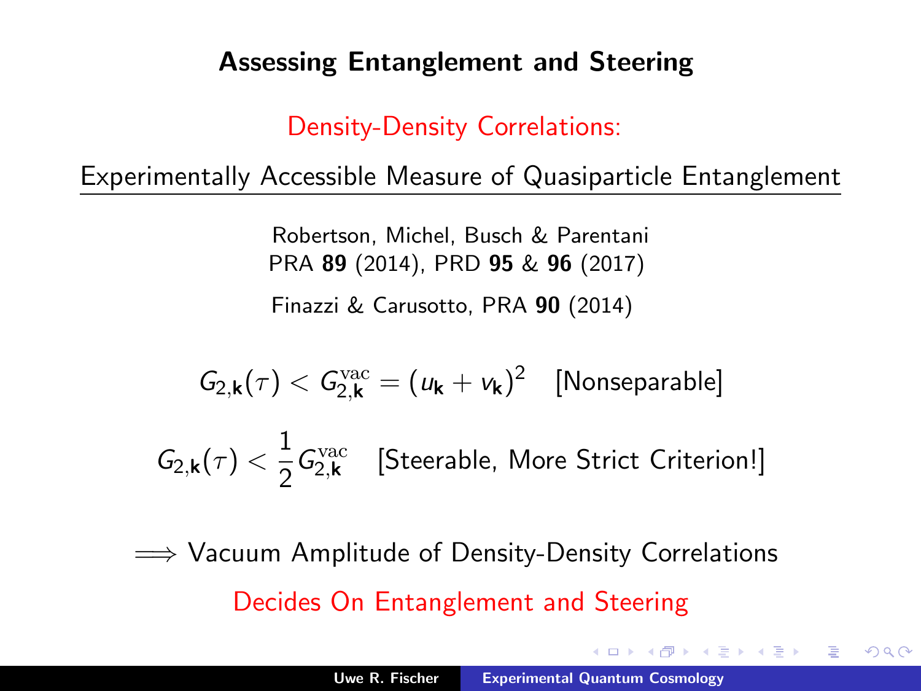## Assessing Entanglement and Steering

Density-Density Correlations:

Experimentally Accessible Measure of Quasiparticle Entanglement

Robertson, Michel, Busch & Parentani
PRA **89** (2014), PRD **95** & **96** (2017)

Finazzi & Carusotto, PRA **90** (2014)

$$G_{2,\mathbf{k}}(\tau) < G_{2,\mathbf{k}}^{\mathrm{vac}} = (u_{\mathbf{k}} + v_{\mathbf{k}})^2 \quad \text{[Nonseparable]}$$

$$G_{2,\mathbf{k}}(\tau) < \frac{1}{2} G_{2,\mathbf{k}}^{\mathrm{vac}} \quad \text{[Steerable, More Strict Criterion!]}$$

$\Longrightarrow$ Vacuum Amplitude of Density-Density Correlations

Decides On Entanglement and Steering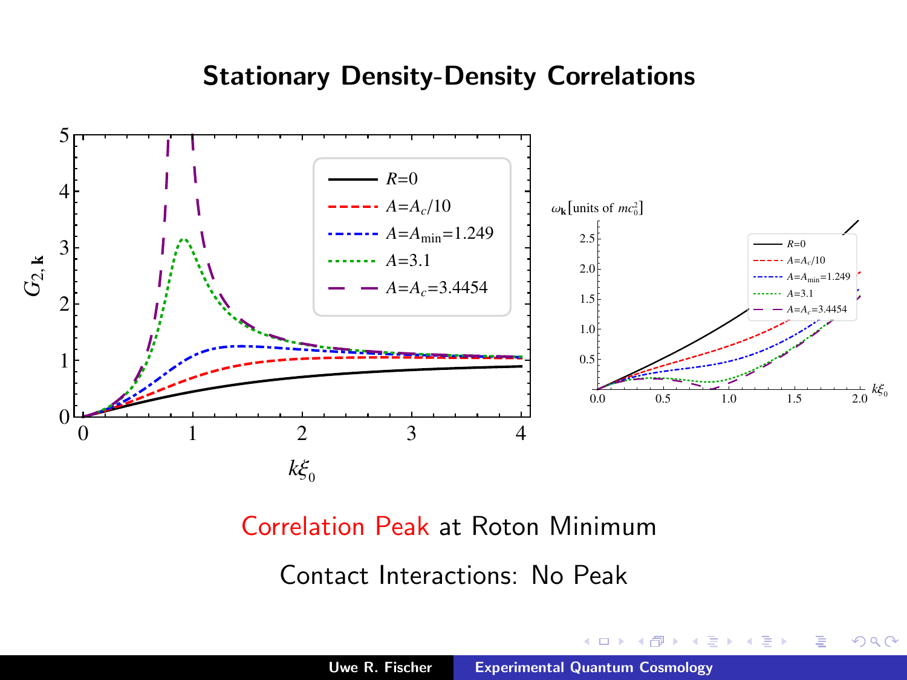# Stationary Density-Density Correlations

Correlation Peak at Roton Minimum

Contact Interactions: No Peak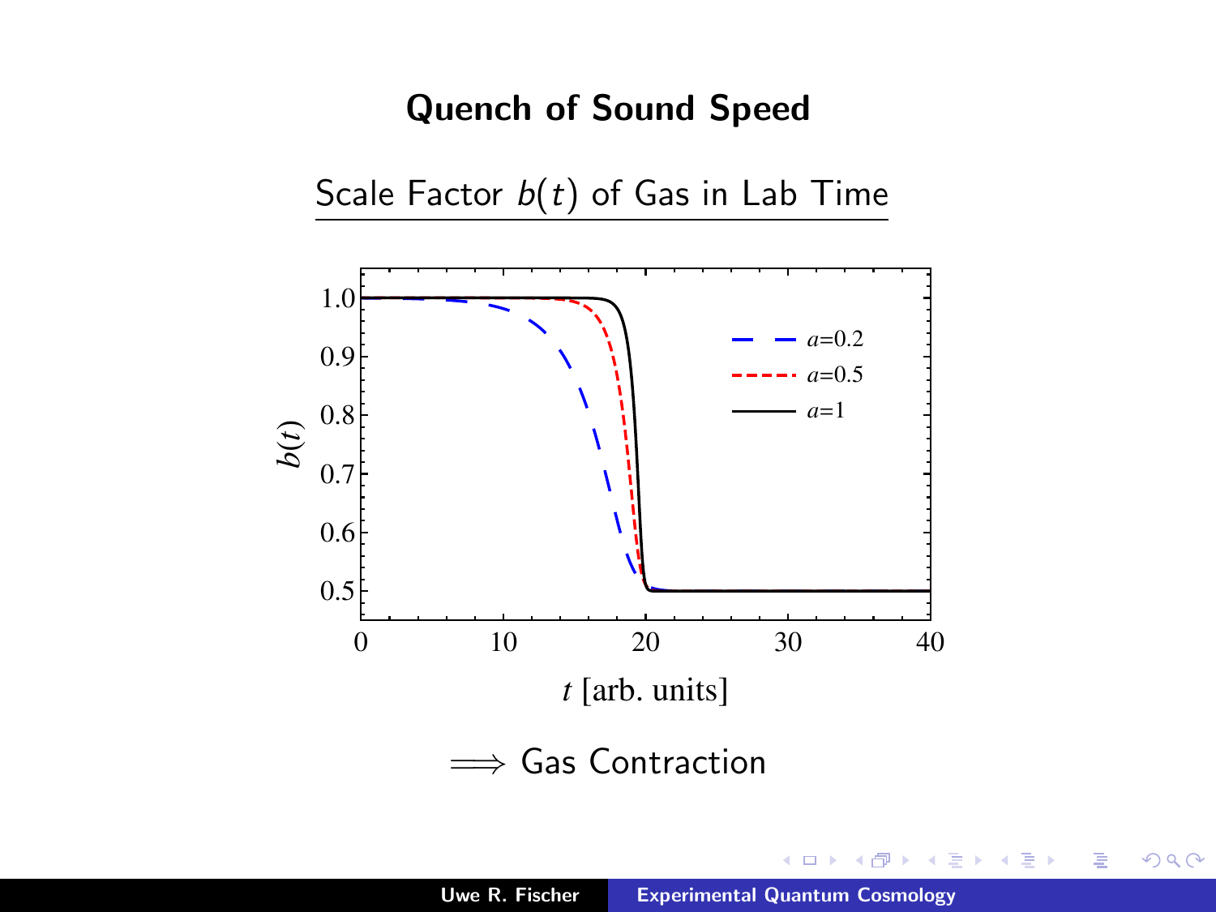# Quench of Sound Speed

Scale Factor $b(t)$ of Gas in Lab Time

$\Longrightarrow$ Gas Contraction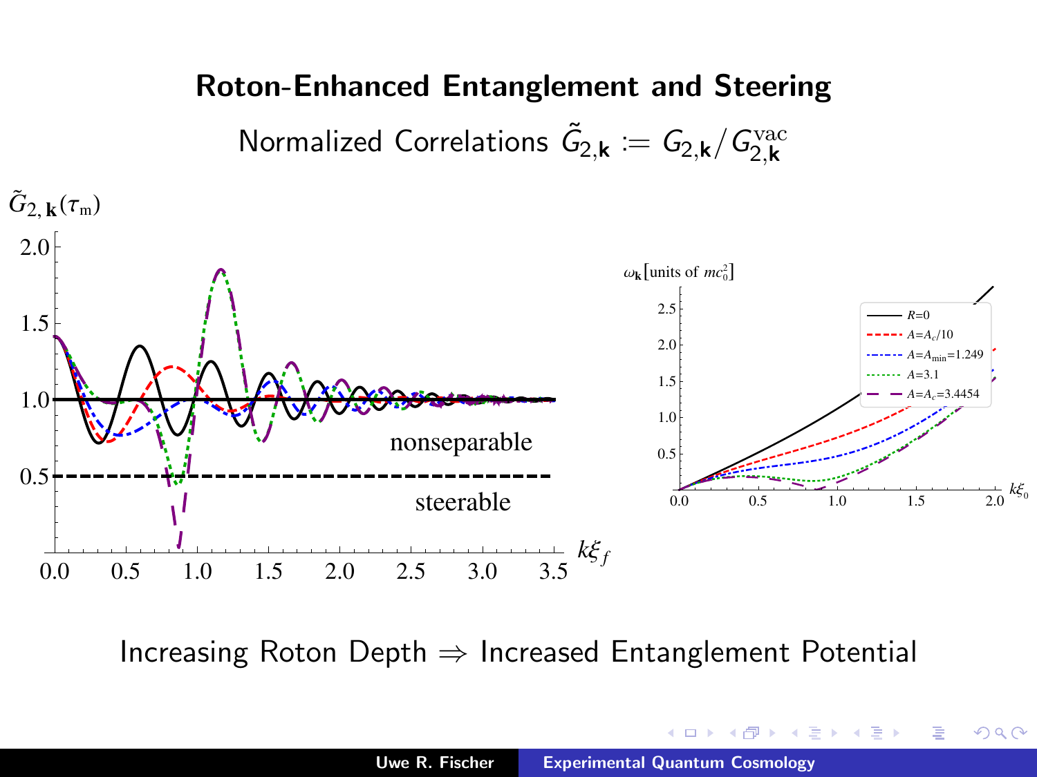# Roton-Enhanced Entanglement and Steering

Normalized Correlations $\tilde{G}_{2,\mathbf{k}} := G_{2,\mathbf{k}}/G^{\rm vac}_{2,\mathbf{k}}$

$\tilde{G}_{2,\mathbf{k}}(\tau_{\rm m})$

nonseparable

steerable

$k\xi_f$

$\omega_{\mathbf{k}}$[units of $mc_0^2$]

$R$=0

$A=A_c/10$

$A=A_{\rm min}=1.249$

$A=3.1$

$A=A_c=3.4454$

$k\xi_0$

Increasing Roton Depth $\Rightarrow$ Increased Entanglement Potential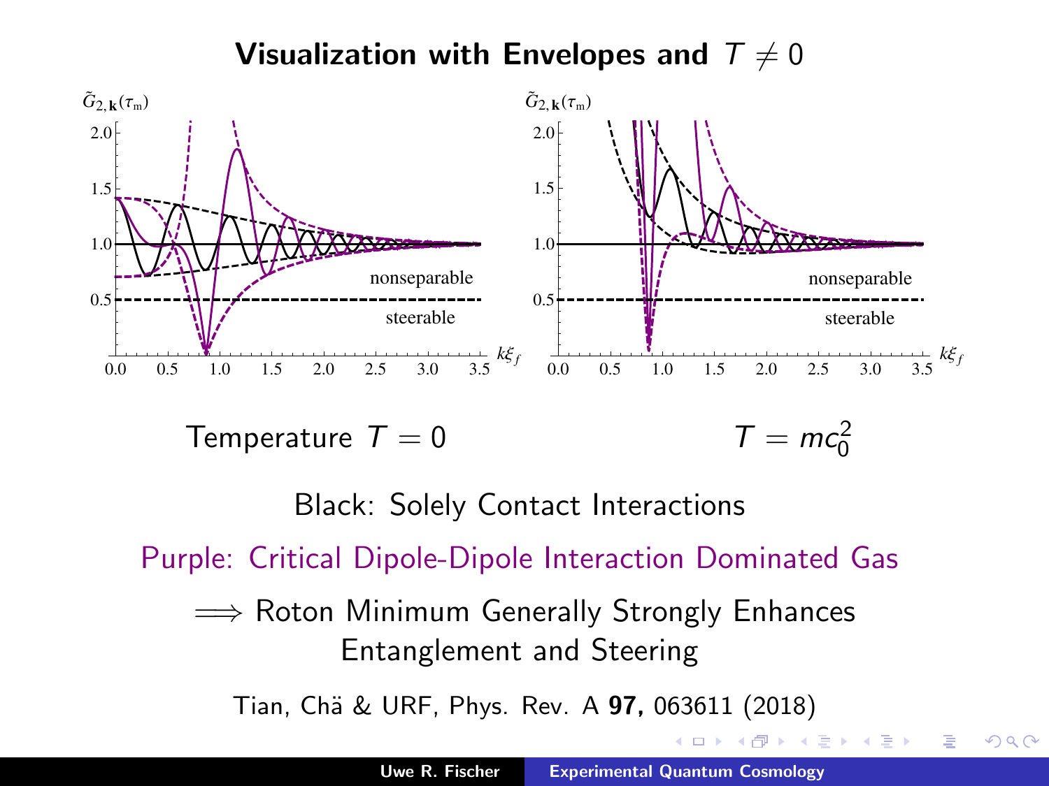# Visualization with Envelopes and $T \neq 0$

Temperature $T = 0$ $\qquad\qquad$ $T = mc_0^2$

Black: Solely Contact Interactions

Purple: Critical Dipole-Dipole Interaction Dominated Gas

$\Longrightarrow$ Roton Minimum Generally Strongly Enhances Entanglement and Steering

Tian, Chä & URF, Phys. Rev. A **97,** 063611 (2018)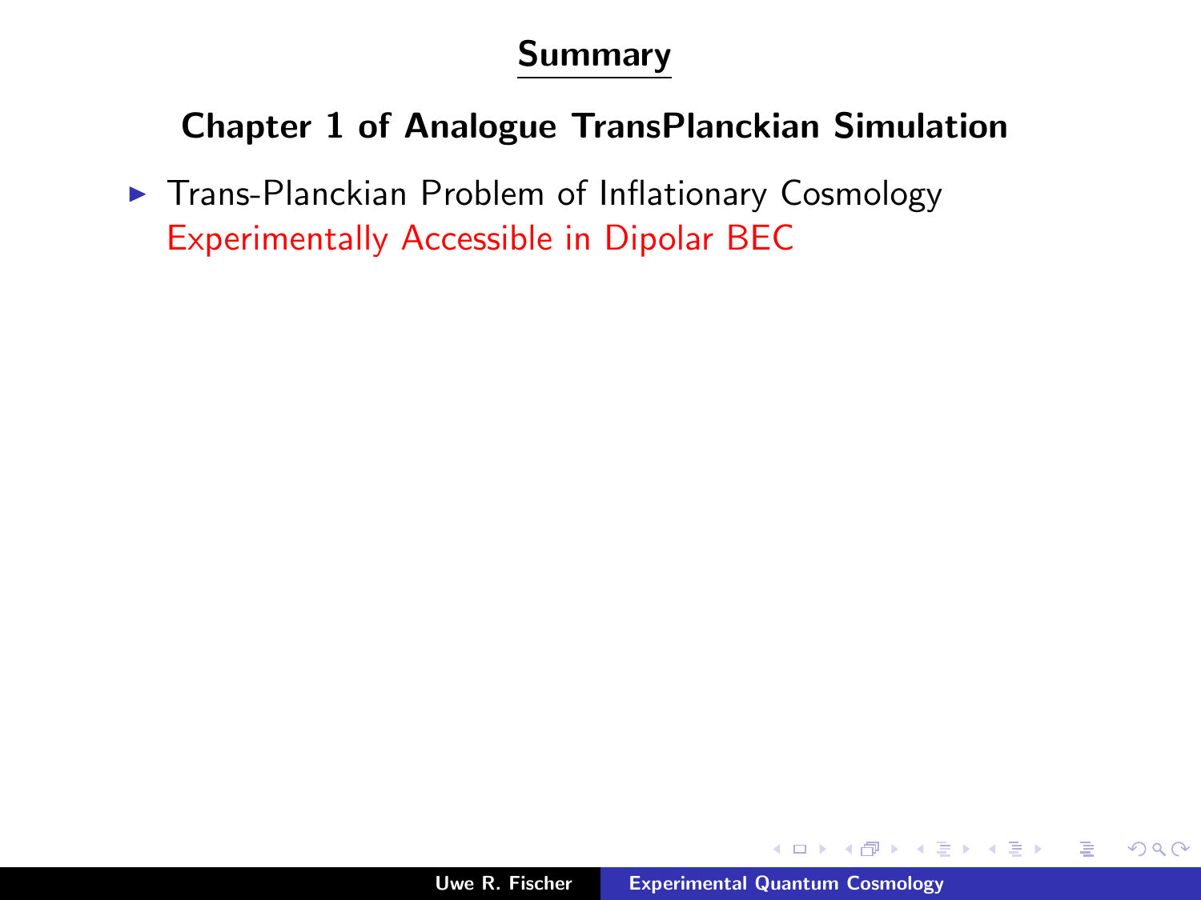# Summary

## Chapter 1 of Analogue TransPlanckian Simulation

- Trans-Planckian Problem of Inflationary Cosmology
  Experimentally Accessible in Dipolar BEC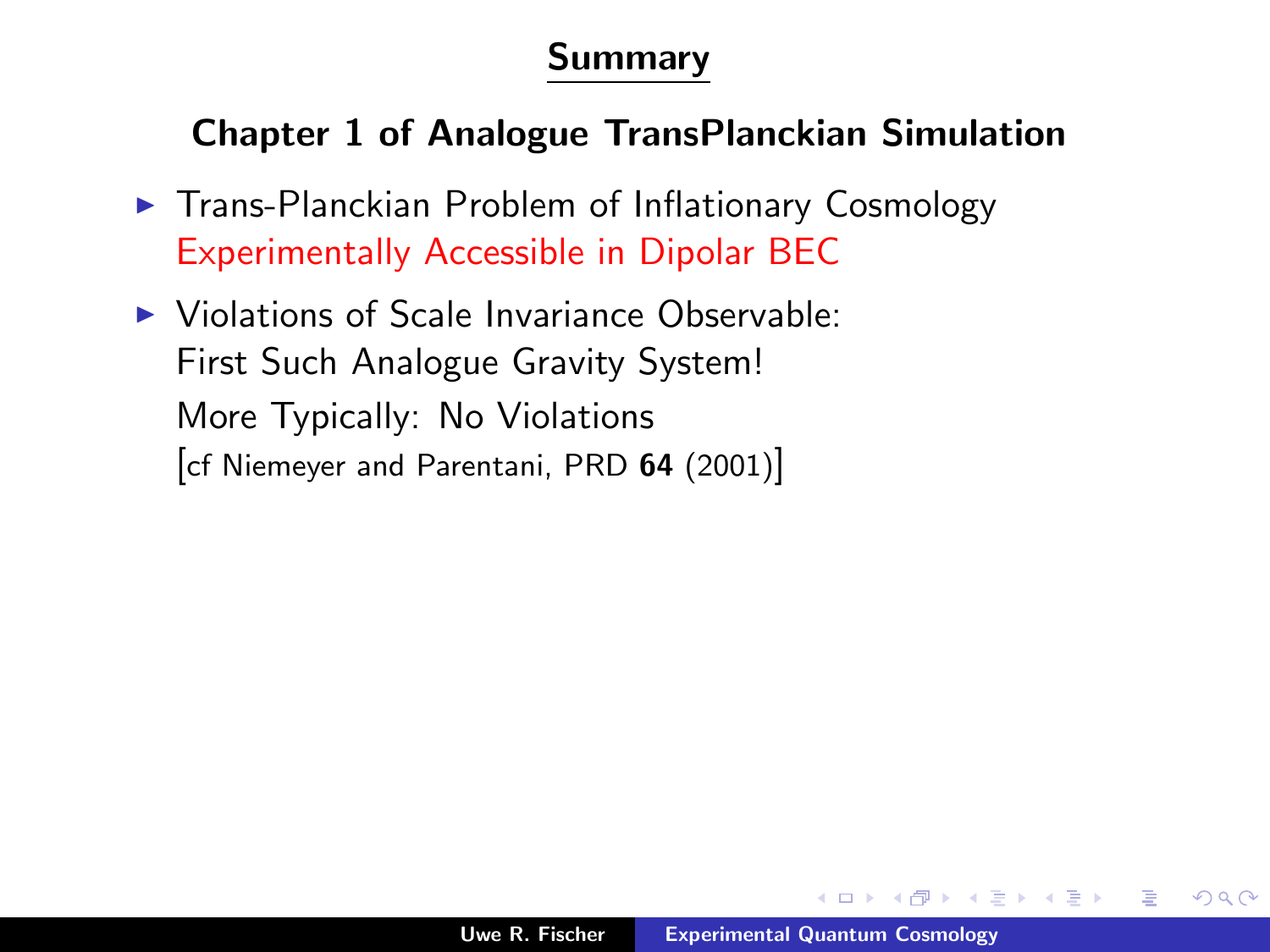# Summary

## Chapter 1 of Analogue TransPlanckian Simulation

- Trans-Planckian Problem of Inflationary Cosmology
  Experimentally Accessible in Dipolar BEC
- Violations of Scale Invariance Observable:
  First Such Analogue Gravity System!
  More Typically: No Violations
  [cf Niemeyer and Parentani, PRD **64** (2001)]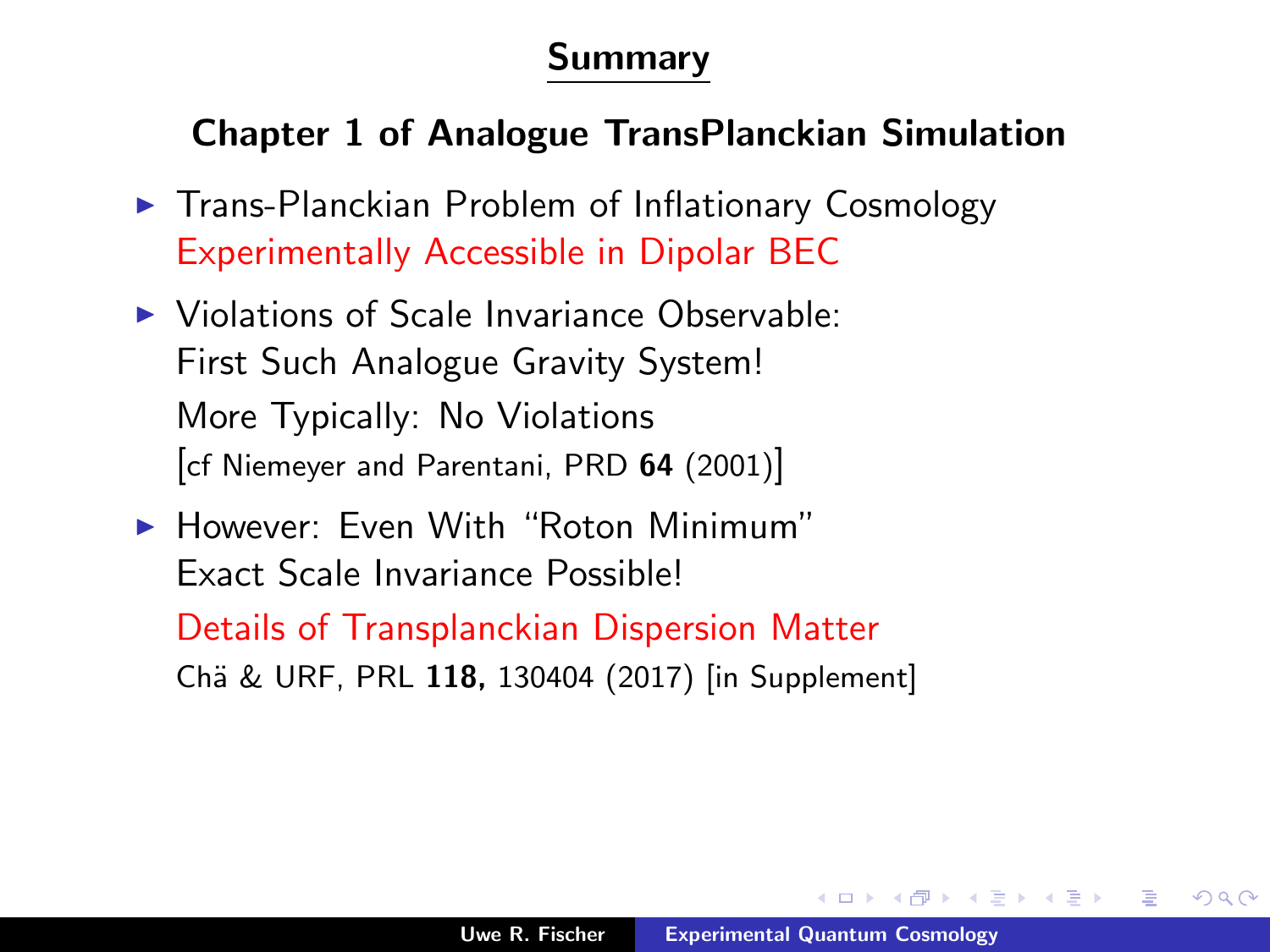# Summary

## Chapter 1 of Analogue TransPlanckian Simulation

- Trans-Planckian Problem of Inflationary Cosmology
  Experimentally Accessible in Dipolar BEC
- Violations of Scale Invariance Observable:
  First Such Analogue Gravity System!
  More Typically: No Violations
  [cf Niemeyer and Parentani, PRD **64** (2001)]
- However: Even With "Roton Minimum"
  Exact Scale Invariance Possible!
  Details of Transplanckian Dispersion Matter
  Chä & URF, PRL **118,** 130404 (2017) [in Supplement]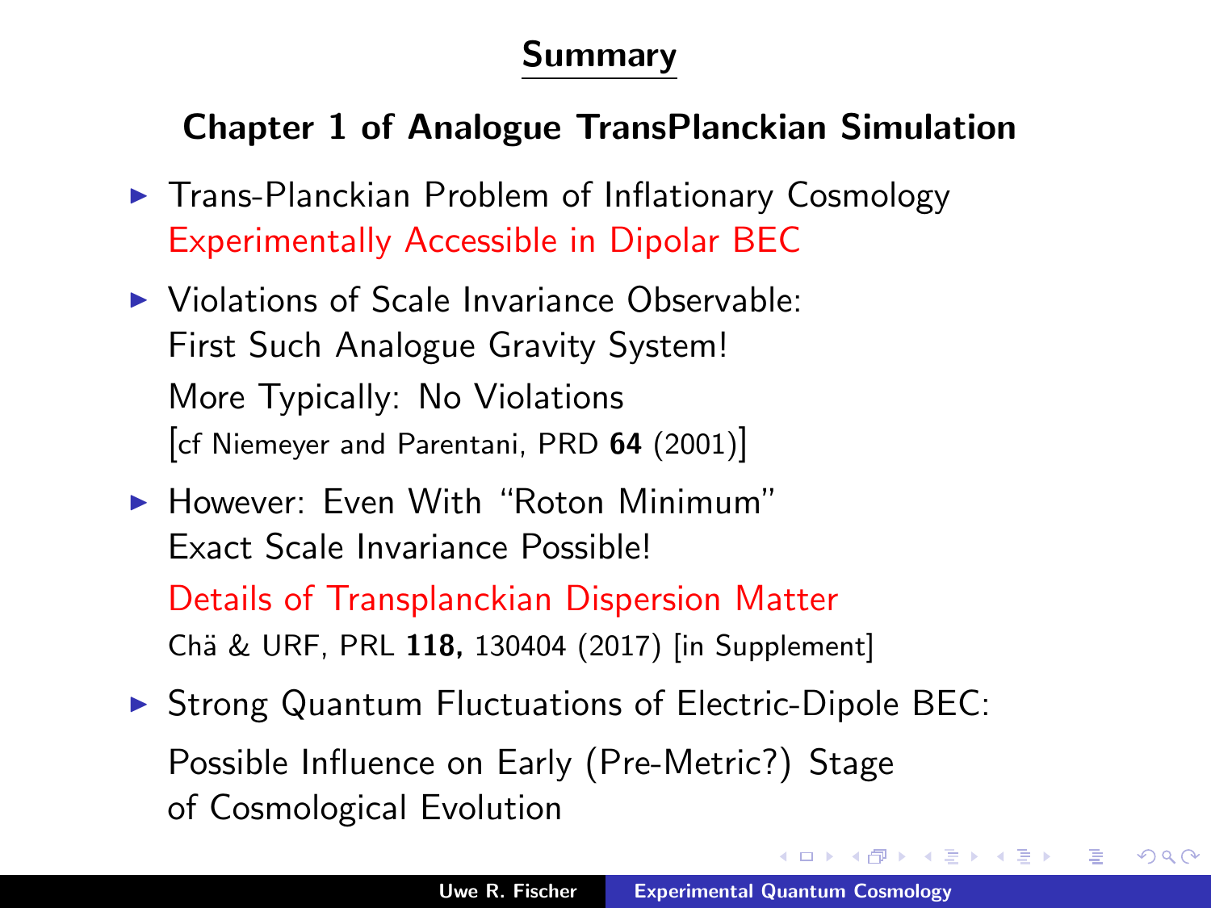# Summary

## Chapter 1 of Analogue TransPlanckian Simulation

- Trans-Planckian Problem of Inflationary Cosmology
  Experimentally Accessible in Dipolar BEC
- Violations of Scale Invariance Observable:
  First Such Analogue Gravity System!
  More Typically: No Violations
  [cf Niemeyer and Parentani, PRD **64** (2001)]
- However: Even With "Roton Minimum"
  Exact Scale Invariance Possible!
  Details of Transplanckian Dispersion Matter
  Chä & URF, PRL **118,** 130404 (2017) [in Supplement]
- Strong Quantum Fluctuations of Electric-Dipole BEC:
  Possible Influence on Early (Pre-Metric?) Stage
  of Cosmological Evolution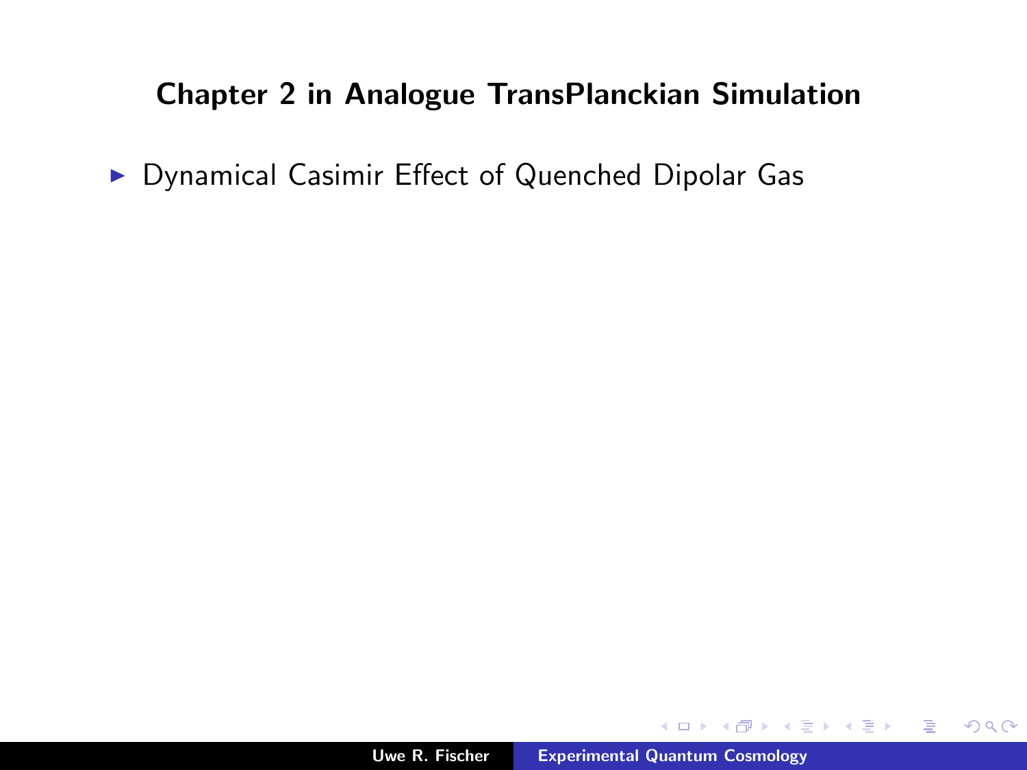## Chapter 2 in Analogue TransPlanckian Simulation

- Dynamical Casimir Effect of Quenched Dipolar Gas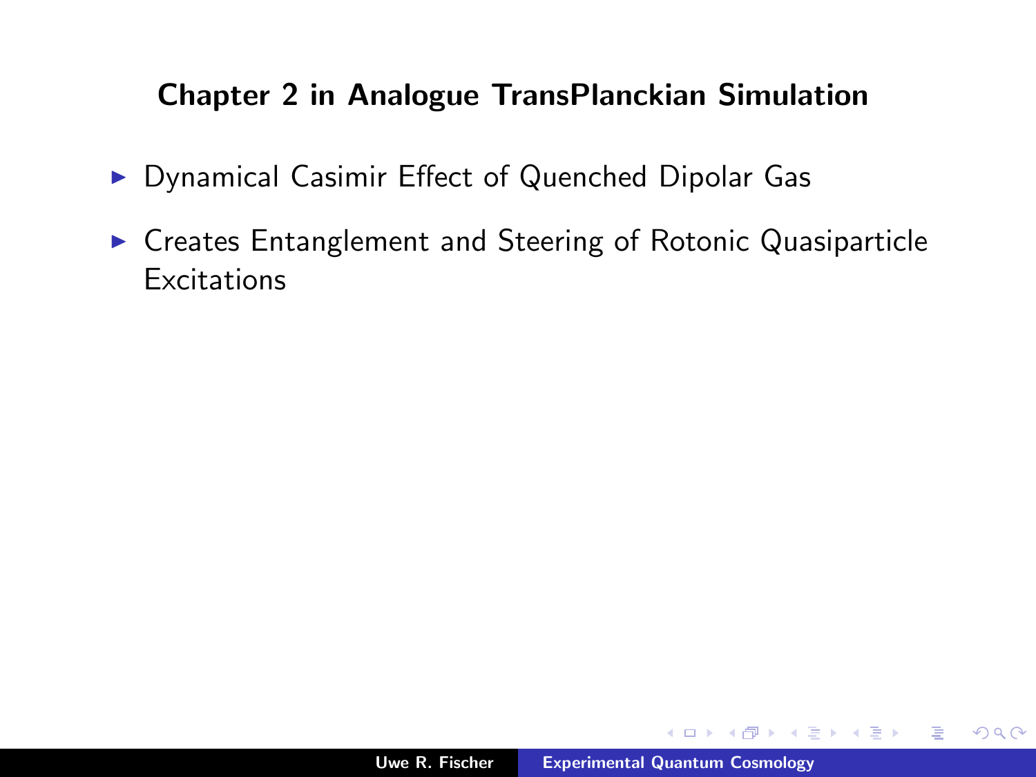## Chapter 2 in Analogue TransPlanckian Simulation

- Dynamical Casimir Effect of Quenched Dipolar Gas
- Creates Entanglement and Steering of Rotonic Quasiparticle Excitations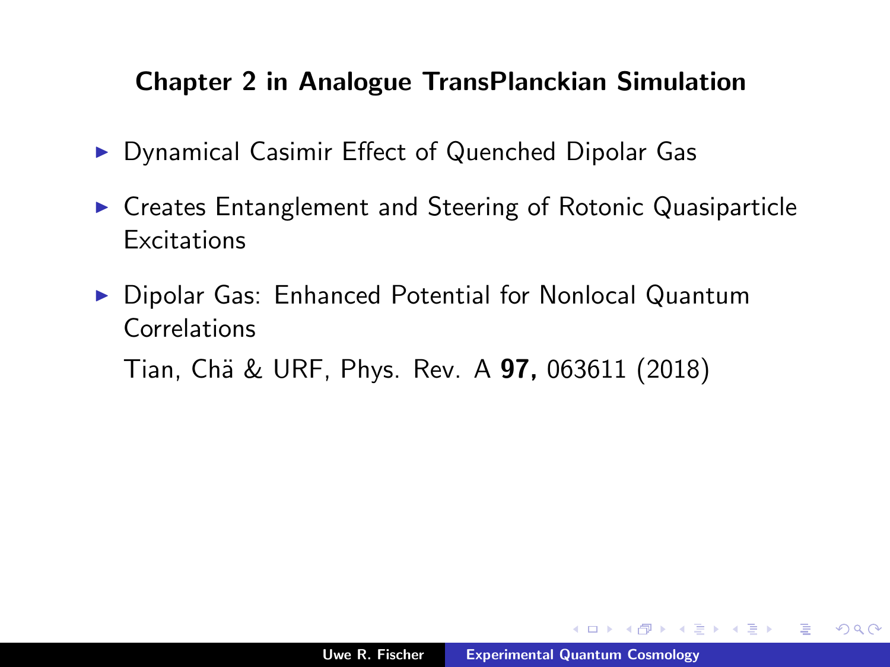## Chapter 2 in Analogue TransPlanckian Simulation

- Dynamical Casimir Effect of Quenched Dipolar Gas
- Creates Entanglement and Steering of Rotonic Quasiparticle Excitations
- Dipolar Gas: Enhanced Potential for Nonlocal Quantum Correlations

  Tian, Chä & URF, Phys. Rev. A **97,** 063611 (2018)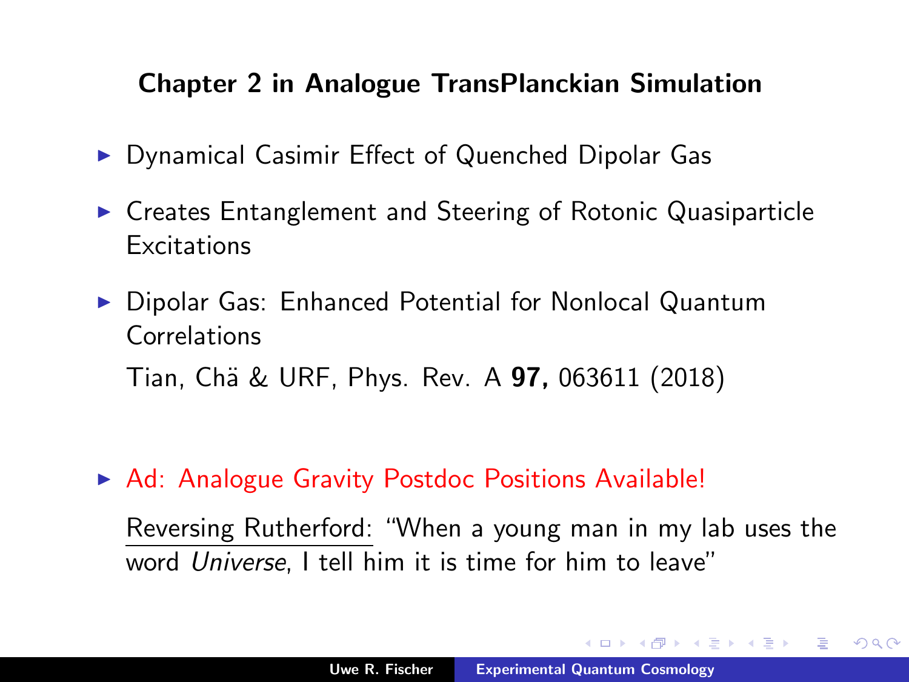## Chapter 2 in Analogue TransPlanckian Simulation

- Dynamical Casimir Effect of Quenched Dipolar Gas
- Creates Entanglement and Steering of Rotonic Quasiparticle Excitations
- Dipolar Gas: Enhanced Potential for Nonlocal Quantum Correlations

  Tian, Chä & URF, Phys. Rev. A **97,** 063611 (2018)

- Ad: Analogue Gravity Postdoc Positions Available!

  Reversing Rutherford: "When a young man in my lab uses the word *Universe*, I tell him it is time for him to leave"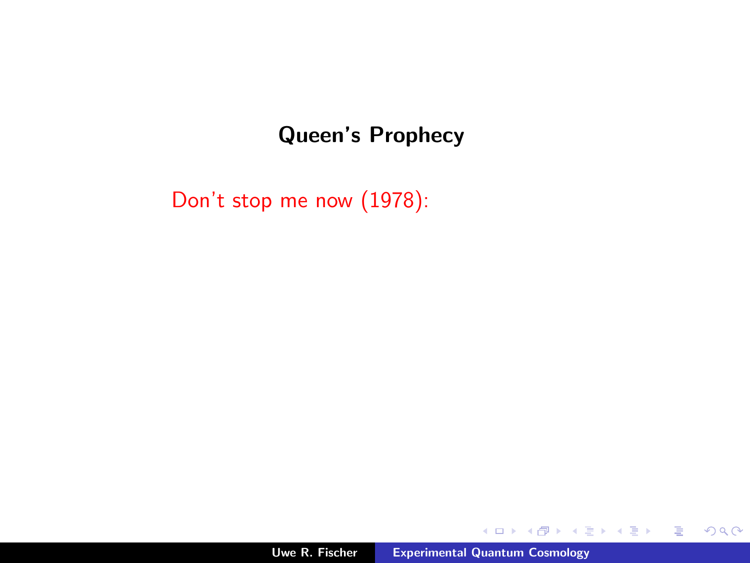## Queen's Prophecy

Don't stop me now (1978):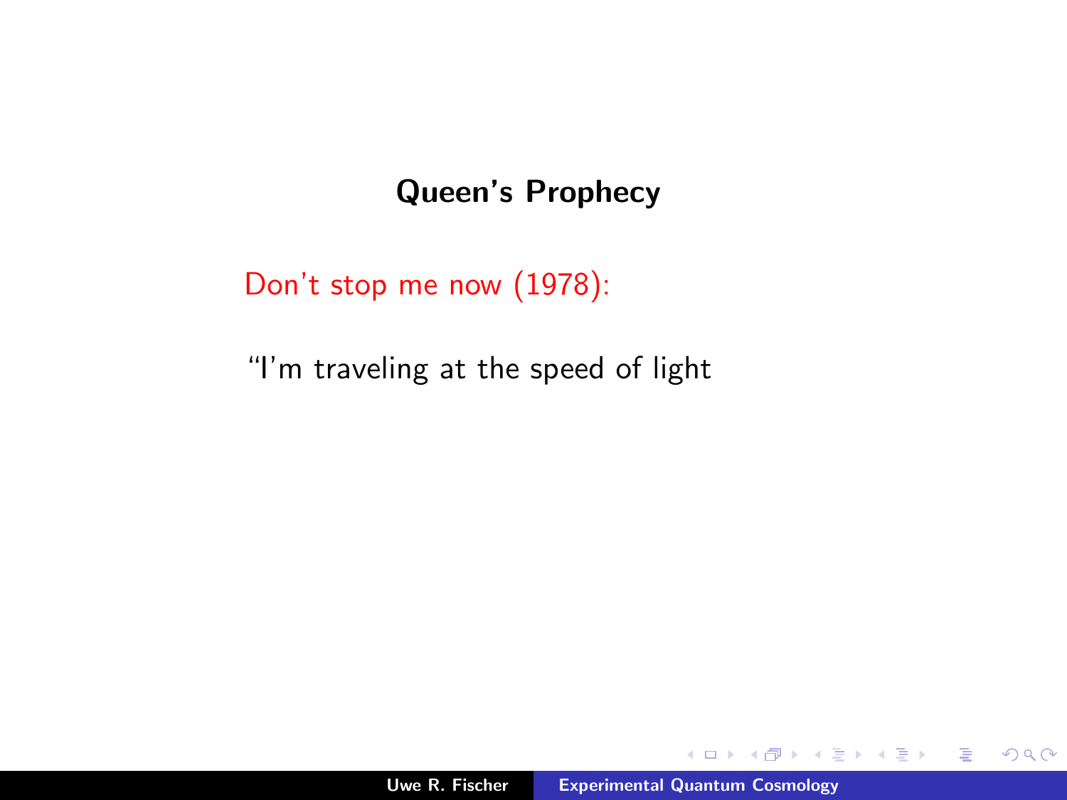## Queen's Prophecy

Don't stop me now (1978):

"I'm traveling at the speed of light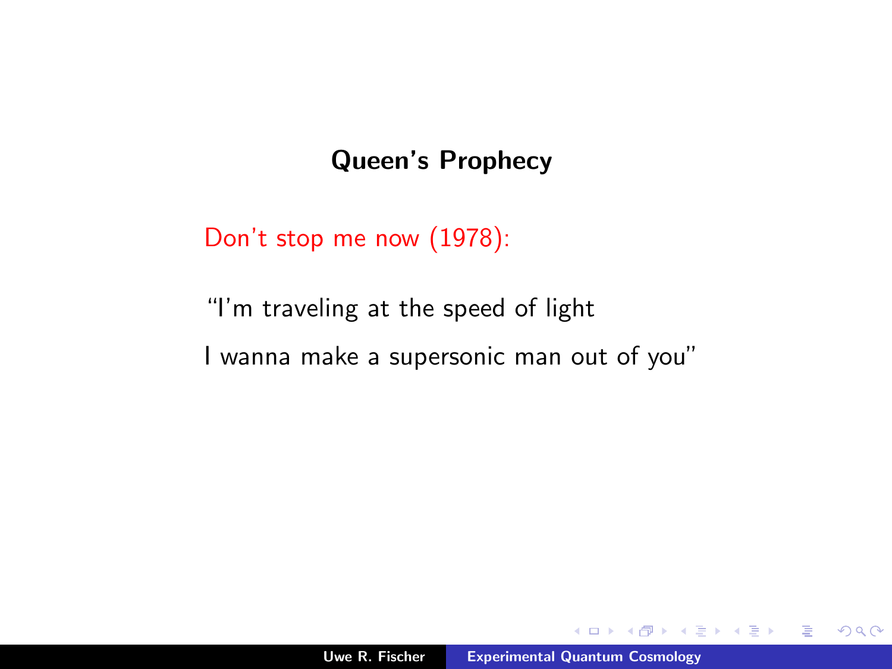## Queen's Prophecy

Don't stop me now (1978):

"I'm traveling at the speed of light

I wanna make a supersonic man out of you"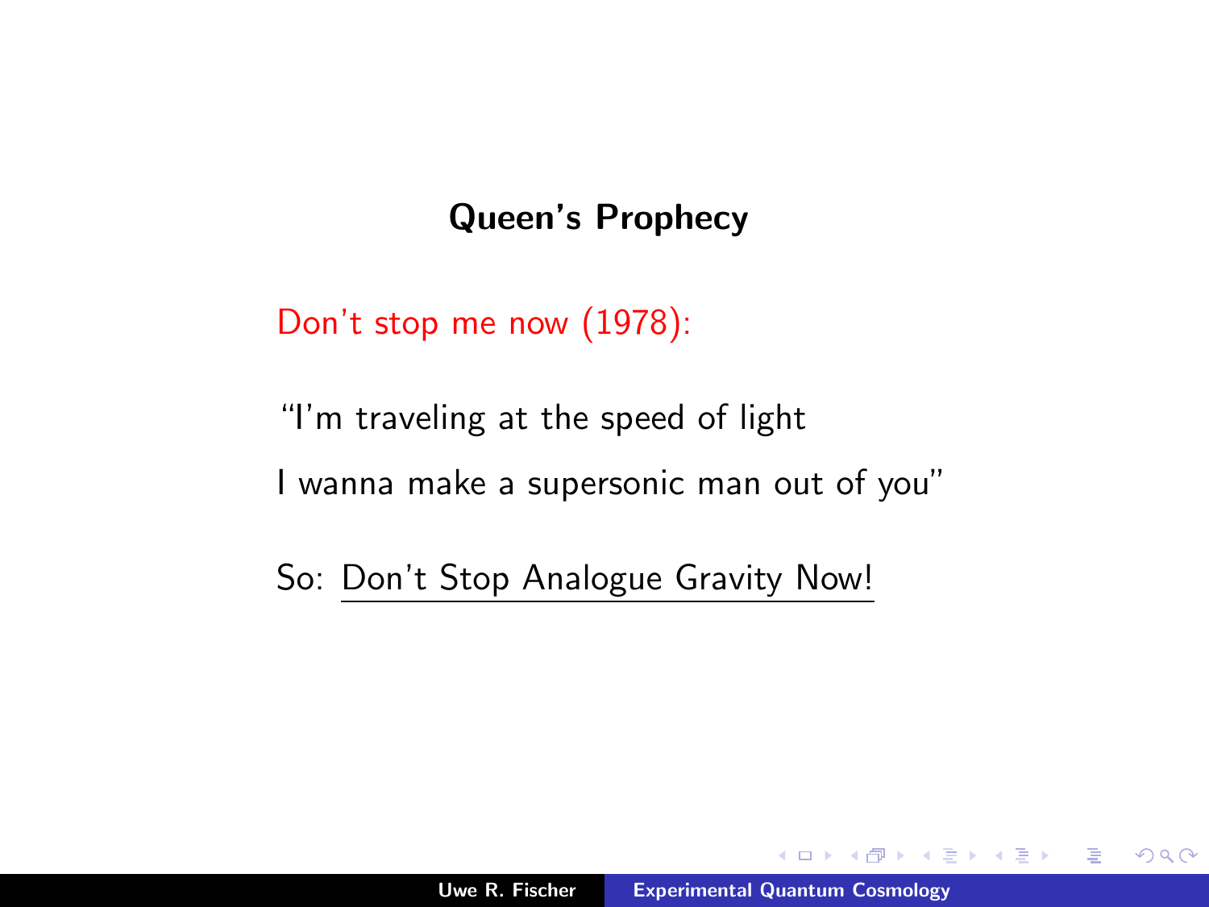### Queen's Prophecy

Don't stop me now (1978):

"I'm traveling at the speed of light

I wanna make a supersonic man out of you"

So: <u>Don't Stop Analogue Gravity Now!</u>